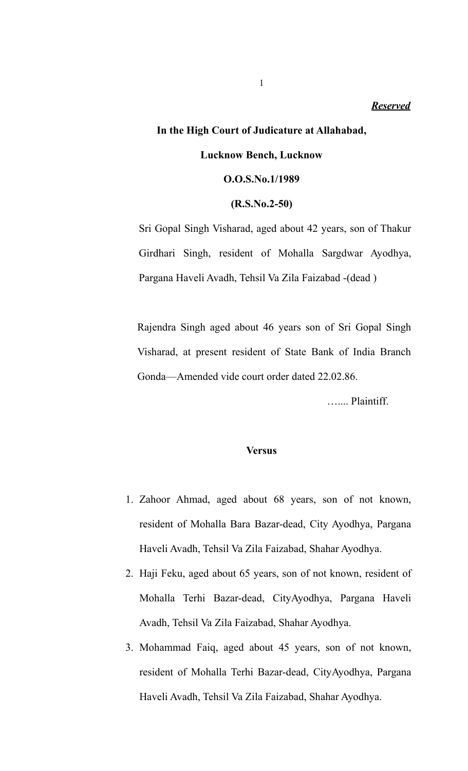***Reserved***

**In the High Court of Judicature at Allahabad,**

**Lucknow Bench, Lucknow**

**O.O.S.No.1/1989**

**(R.S.No.2-50)**

Sri Gopal Singh Visharad, aged about 42 years, son of Thakur Girdhari Singh, resident of Mohalla Sargdwar Ayodhya, Pargana Haveli Avadh, Tehsil Va Zila Faizabad -(dead )

Rajendra Singh aged about 46 years son of Sri Gopal Singh Visharad, at present resident of State Bank of India Branch Gonda—Amended vide court order dated 22.02.86.

…..... Plaintiff.

**Versus**

1. Zahoor Ahmad, aged about 68 years, son of not known, resident of Mohalla Bara Bazar-dead, City Ayodhya, Pargana Haveli Avadh, Tehsil Va Zila Faizabad, Shahar Ayodhya.
2. Haji Feku, aged about 65 years, son of not known, resident of Mohalla Terhi Bazar-dead, CityAyodhya, Pargana Haveli Avadh, Tehsil Va Zila Faizabad, Shahar Ayodhya.
3. Mohammad Faiq, aged about 45 years, son of not known, resident of Mohalla Terhi Bazar-dead, CityAyodhya, Pargana Haveli Avadh, Tehsil Va Zila Faizabad, Shahar Ayodhya.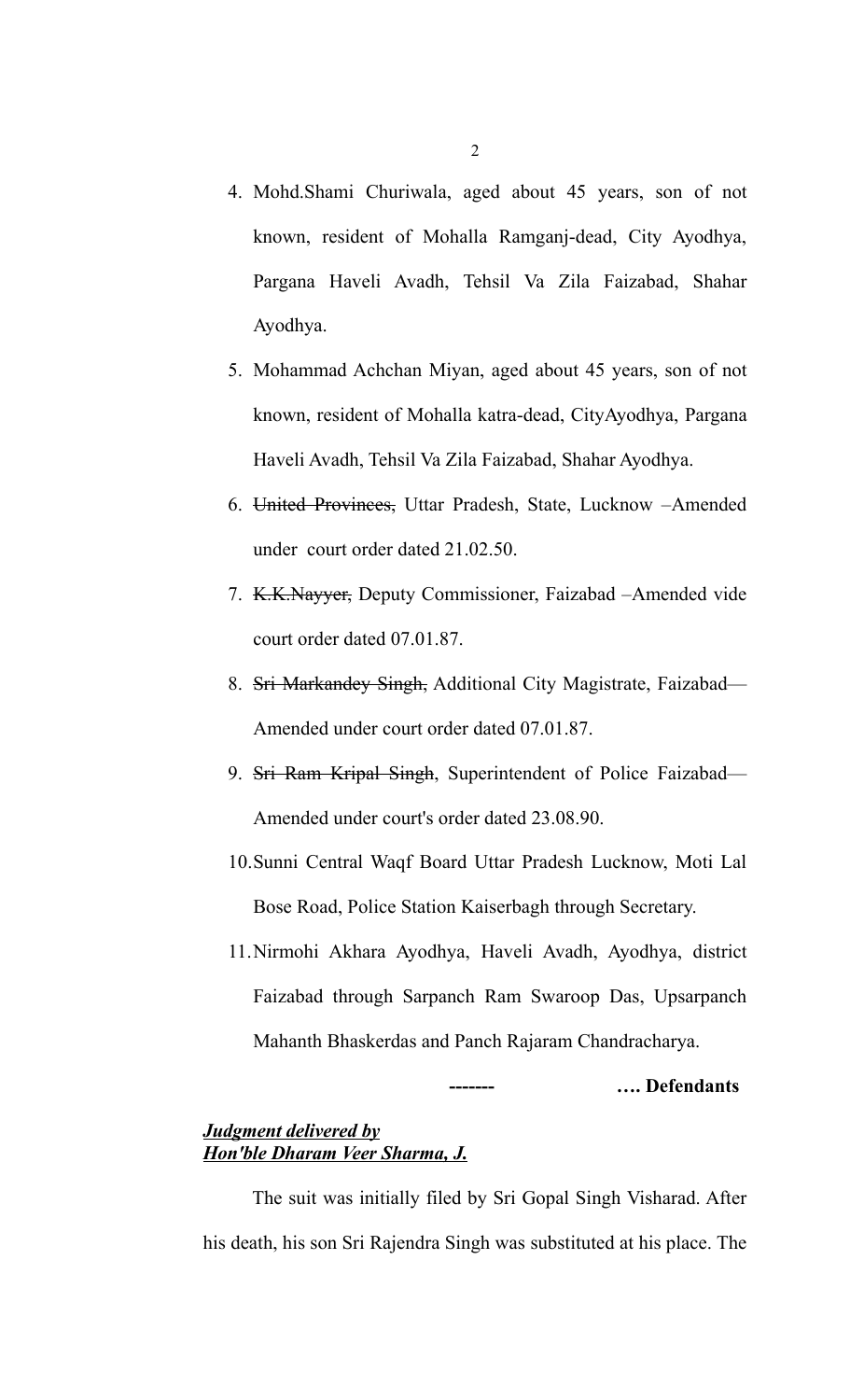4. Mohd.Shami Churiwala, aged about 45 years, son of not known, resident of Mohalla Ramganj-dead, City Ayodhya, Pargana Haveli Avadh, Tehsil Va Zila Faizabad, Shahar Ayodhya.

5. Mohammad Achchan Miyan, aged about 45 years, son of not known, resident of Mohalla katra-dead, CityAyodhya, Pargana Haveli Avadh, Tehsil Va Zila Faizabad, Shahar Ayodhya.

6. ~~United Provinces,~~ Uttar Pradesh, State, Lucknow –Amended under court order dated 21.02.50.

7. ~~K.K.Nayyer,~~ Deputy Commissioner, Faizabad –Amended vide court order dated 07.01.87.

8. ~~Sri Markandey Singh,~~ Additional City Magistrate, Faizabad— Amended under court order dated 07.01.87.

9. ~~Sri Ram Kripal Singh~~, Superintendent of Police Faizabad— Amended under court's order dated 23.08.90.

10. Sunni Central Waqf Board Uttar Pradesh Lucknow, Moti Lal Bose Road, Police Station Kaiserbagh through Secretary.

11. Nirmohi Akhara Ayodhya, Haveli Avadh, Ayodhya, district Faizabad through Sarpanch Ram Swaroop Das, Upsarpanch Mahanth Bhaskerdas and Panch Rajaram Chandracharya.

**-------                    …. Defendants**

***Judgment delivered by***
***Hon'ble Dharam Veer Sharma, J.***

The suit was initially filed by Sri Gopal Singh Visharad. After his death, his son Sri Rajendra Singh was substituted at his place. The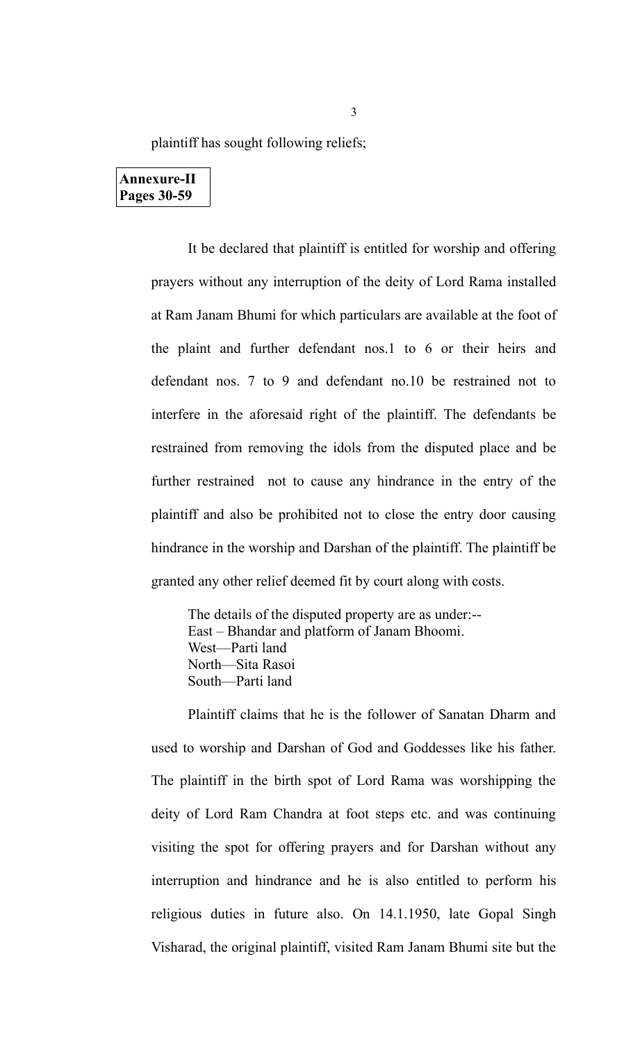plaintiff has sought following reliefs;

**Annexure-II**
**Pages 30-59**

It be declared that plaintiff is entitled for worship and offering prayers without any interruption of the deity of Lord Rama installed at Ram Janam Bhumi for which particulars are available at the foot of the plaint and further defendant nos.1 to 6 or their heirs and defendant nos. 7 to 9 and defendant no.10 be restrained not to interfere in the aforesaid right of the plaintiff. The defendants be restrained from removing the idols from the disputed place and be further restrained not to cause any hindrance in the entry of the plaintiff and also be prohibited not to close the entry door causing hindrance in the worship and Darshan of the plaintiff. The plaintiff be granted any other relief deemed fit by court along with costs.

The details of the disputed property are as under:--
East – Bhandar and platform of Janam Bhoomi.
West—Parti land
North—Sita Rasoi
South—Parti land

Plaintiff claims that he is the follower of Sanatan Dharm and used to worship and Darshan of God and Goddesses like his father. The plaintiff in the birth spot of Lord Rama was worshipping the deity of Lord Ram Chandra at foot steps etc. and was continuing visiting the spot for offering prayers and for Darshan without any interruption and hindrance and he is also entitled to perform his religious duties in future also. On 14.1.1950, late Gopal Singh Visharad, the original plaintiff, visited Ram Janam Bhumi site but the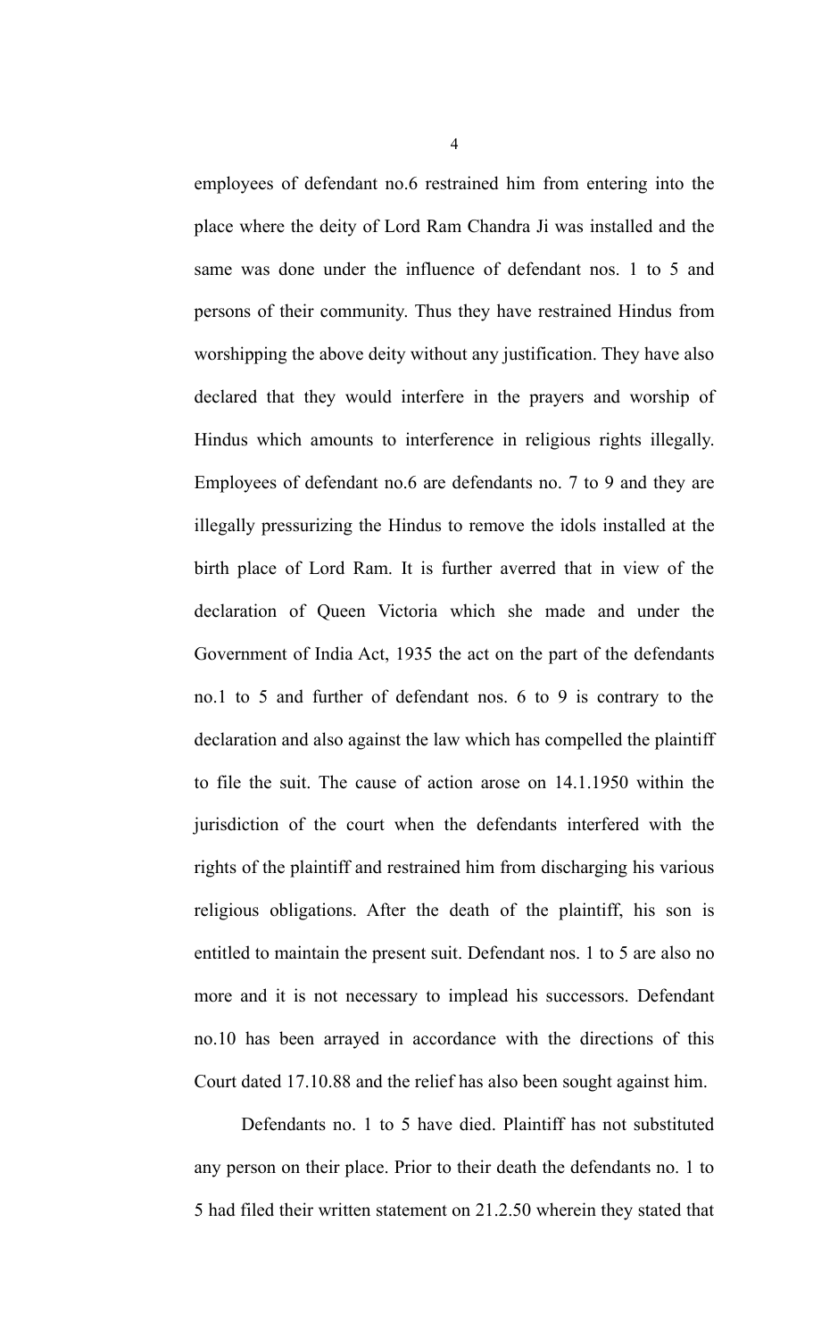employees of defendant no.6 restrained him from entering into the place where the deity of Lord Ram Chandra Ji was installed and the same was done under the influence of defendant nos. 1 to 5 and persons of their community. Thus they have restrained Hindus from worshipping the above deity without any justification. They have also declared that they would interfere in the prayers and worship of Hindus which amounts to interference in religious rights illegally. Employees of defendant no.6 are defendants no. 7 to 9 and they are illegally pressurizing the Hindus to remove the idols installed at the birth place of Lord Ram. It is further averred that in view of the declaration of Queen Victoria which she made and under the Government of India Act, 1935 the act on the part of the defendants no.1 to 5 and further of defendant nos. 6 to 9 is contrary to the declaration and also against the law which has compelled the plaintiff to file the suit. The cause of action arose on 14.1.1950 within the jurisdiction of the court when the defendants interfered with the rights of the plaintiff and restrained him from discharging his various religious obligations. After the death of the plaintiff, his son is entitled to maintain the present suit. Defendant nos. 1 to 5 are also no more and it is not necessary to implead his successors. Defendant no.10 has been arrayed in accordance with the directions of this Court dated 17.10.88 and the relief has also been sought against him.

Defendants no. 1 to 5 have died. Plaintiff has not substituted any person on their place. Prior to their death the defendants no. 1 to 5 had filed their written statement on 21.2.50 wherein they stated that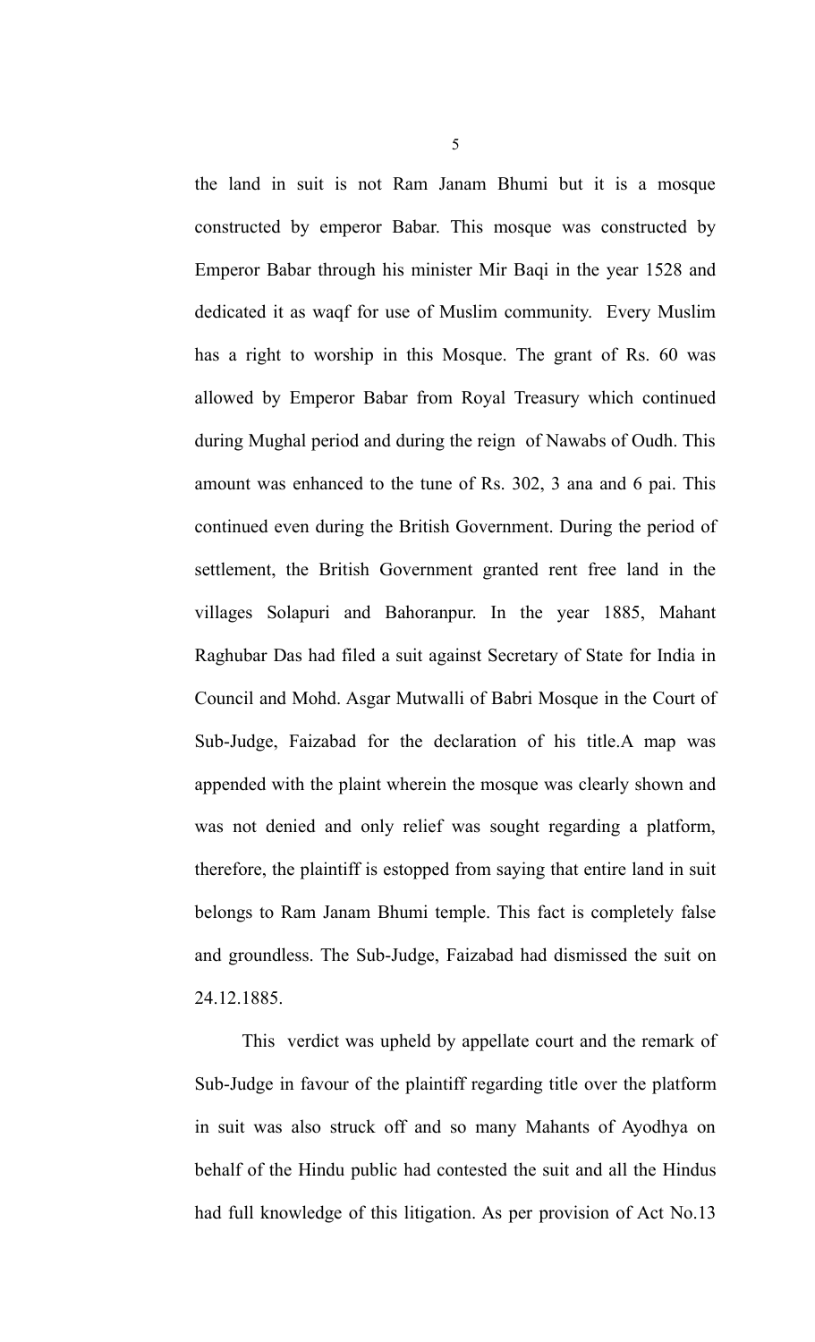the land in suit is not Ram Janam Bhumi but it is a mosque constructed by emperor Babar. This mosque was constructed by Emperor Babar through his minister Mir Baqi in the year 1528 and dedicated it as waqf for use of Muslim community. Every Muslim has a right to worship in this Mosque. The grant of Rs. 60 was allowed by Emperor Babar from Royal Treasury which continued during Mughal period and during the reign of Nawabs of Oudh. This amount was enhanced to the tune of Rs. 302, 3 ana and 6 pai. This continued even during the British Government. During the period of settlement, the British Government granted rent free land in the villages Solapuri and Bahoranpur. In the year 1885, Mahant Raghubar Das had filed a suit against Secretary of State for India in Council and Mohd. Asgar Mutwalli of Babri Mosque in the Court of Sub-Judge, Faizabad for the declaration of his title.A map was appended with the plaint wherein the mosque was clearly shown and was not denied and only relief was sought regarding a platform, therefore, the plaintiff is estopped from saying that entire land in suit belongs to Ram Janam Bhumi temple. This fact is completely false and groundless. The Sub-Judge, Faizabad had dismissed the suit on 24.12.1885.

This verdict was upheld by appellate court and the remark of Sub-Judge in favour of the plaintiff regarding title over the platform in suit was also struck off and so many Mahants of Ayodhya on behalf of the Hindu public had contested the suit and all the Hindus had full knowledge of this litigation. As per provision of Act No.13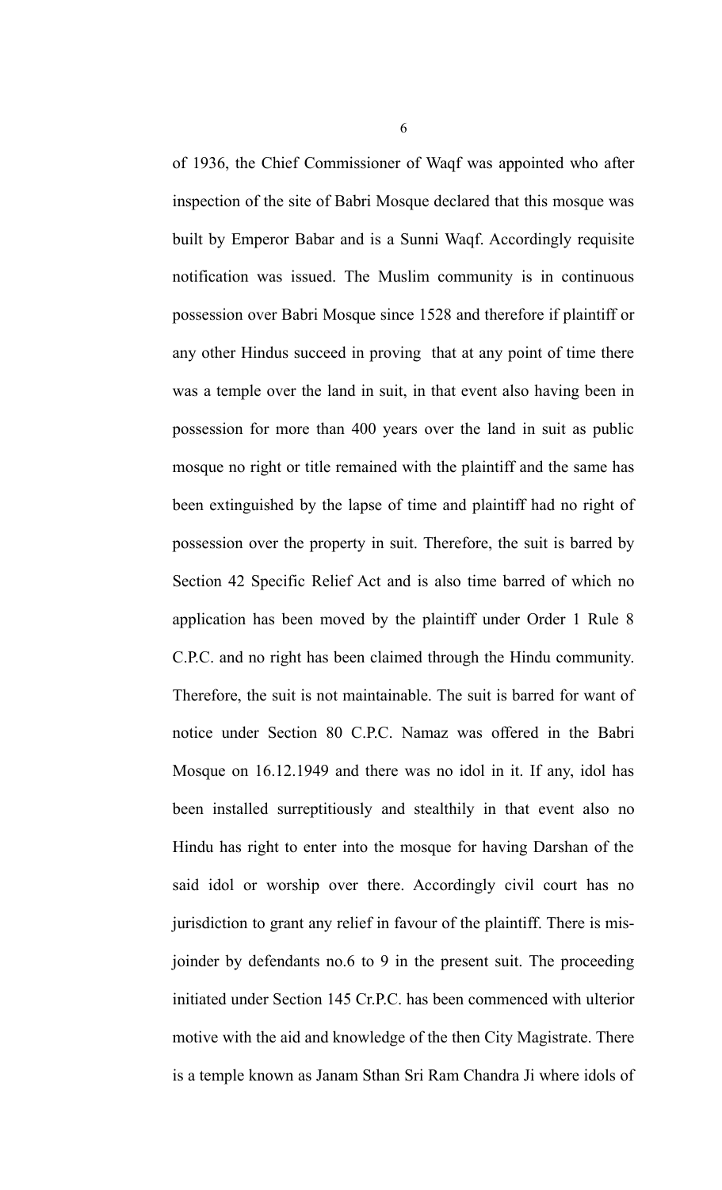of 1936, the Chief Commissioner of Waqf was appointed who after inspection of the site of Babri Mosque declared that this mosque was built by Emperor Babar and is a Sunni Waqf. Accordingly requisite notification was issued. The Muslim community is in continuous possession over Babri Mosque since 1528 and therefore if plaintiff or any other Hindus succeed in proving that at any point of time there was a temple over the land in suit, in that event also having been in possession for more than 400 years over the land in suit as public mosque no right or title remained with the plaintiff and the same has been extinguished by the lapse of time and plaintiff had no right of possession over the property in suit. Therefore, the suit is barred by Section 42 Specific Relief Act and is also time barred of which no application has been moved by the plaintiff under Order 1 Rule 8 C.P.C. and no right has been claimed through the Hindu community. Therefore, the suit is not maintainable. The suit is barred for want of notice under Section 80 C.P.C. Namaz was offered in the Babri Mosque on 16.12.1949 and there was no idol in it. If any, idol has been installed surreptitiously and stealthily in that event also no Hindu has right to enter into the mosque for having Darshan of the said idol or worship over there. Accordingly civil court has no jurisdiction to grant any relief in favour of the plaintiff. There is mis-joinder by defendants no.6 to 9 in the present suit. The proceeding initiated under Section 145 Cr.P.C. has been commenced with ulterior motive with the aid and knowledge of the then City Magistrate. There is a temple known as Janam Sthan Sri Ram Chandra Ji where idols of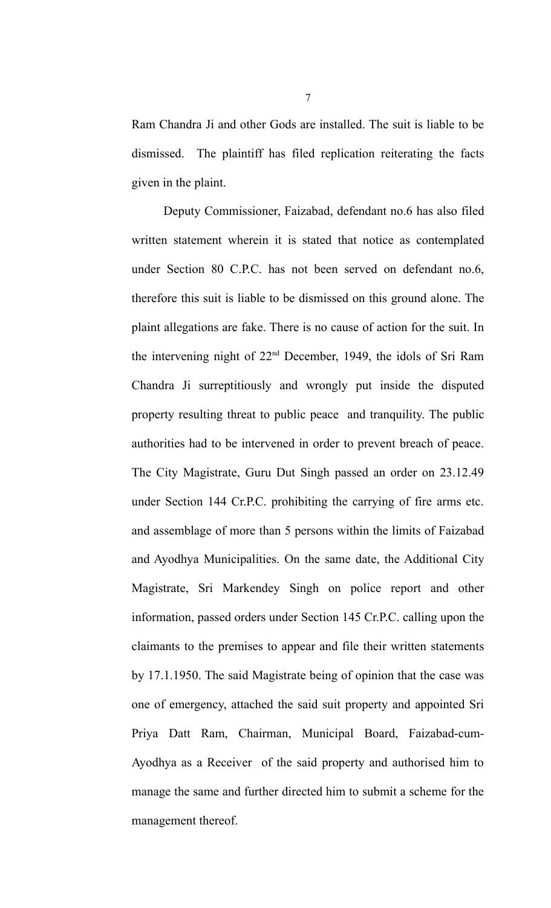Ram Chandra Ji and other Gods are installed. The suit is liable to be dismissed. The plaintiff has filed replication reiterating the facts given in the plaint.

Deputy Commissioner, Faizabad, defendant no.6 has also filed written statement wherein it is stated that notice as contemplated under Section 80 C.P.C. has not been served on defendant no.6, therefore this suit is liable to be dismissed on this ground alone. The plaint allegations are fake. There is no cause of action for the suit. In the intervening night of 22nd December, 1949, the idols of Sri Ram Chandra Ji surreptitiously and wrongly put inside the disputed property resulting threat to public peace and tranquility. The public authorities had to be intervened in order to prevent breach of peace. The City Magistrate, Guru Dut Singh passed an order on 23.12.49 under Section 144 Cr.P.C. prohibiting the carrying of fire arms etc. and assemblage of more than 5 persons within the limits of Faizabad and Ayodhya Municipalities. On the same date, the Additional City Magistrate, Sri Markendey Singh on police report and other information, passed orders under Section 145 Cr.P.C. calling upon the claimants to the premises to appear and file their written statements by 17.1.1950. The said Magistrate being of opinion that the case was one of emergency, attached the said suit property and appointed Sri Priya Datt Ram, Chairman, Municipal Board, Faizabad-cum-Ayodhya as a Receiver of the said property and authorised him to manage the same and further directed him to submit a scheme for the management thereof.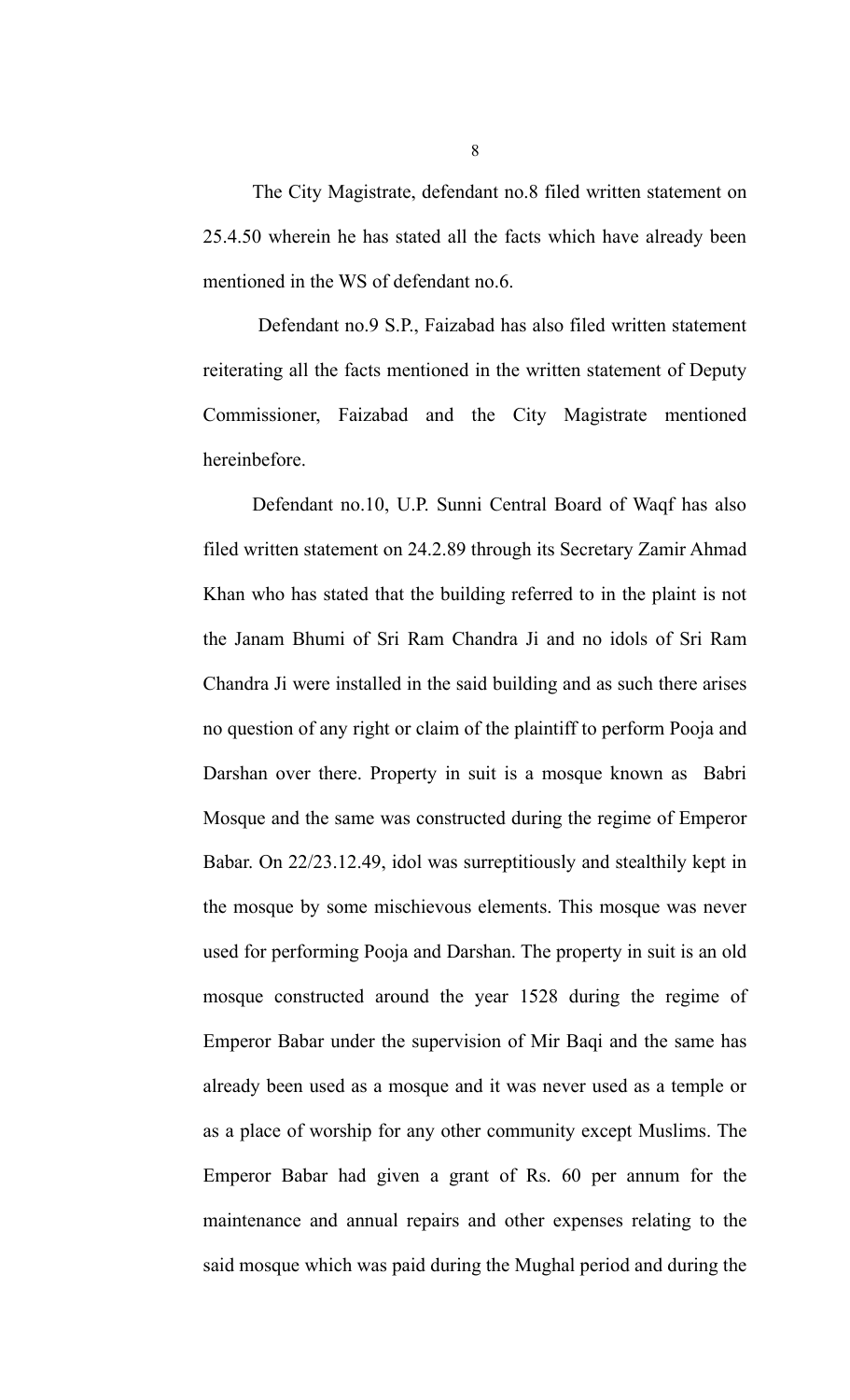The City Magistrate, defendant no.8 filed written statement on 25.4.50 wherein he has stated all the facts which have already been mentioned in the WS of defendant no.6.

Defendant no.9 S.P., Faizabad has also filed written statement reiterating all the facts mentioned in the written statement of Deputy Commissioner, Faizabad and the City Magistrate mentioned hereinbefore.

Defendant no.10, U.P. Sunni Central Board of Waqf has also filed written statement on 24.2.89 through its Secretary Zamir Ahmad Khan who has stated that the building referred to in the plaint is not the Janam Bhumi of Sri Ram Chandra Ji and no idols of Sri Ram Chandra Ji were installed in the said building and as such there arises no question of any right or claim of the plaintiff to perform Pooja and Darshan over there. Property in suit is a mosque known as Babri Mosque and the same was constructed during the regime of Emperor Babar. On 22/23.12.49, idol was surreptitiously and stealthily kept in the mosque by some mischievous elements. This mosque was never used for performing Pooja and Darshan. The property in suit is an old mosque constructed around the year 1528 during the regime of Emperor Babar under the supervision of Mir Baqi and the same has already been used as a mosque and it was never used as a temple or as a place of worship for any other community except Muslims. The Emperor Babar had given a grant of Rs. 60 per annum for the maintenance and annual repairs and other expenses relating to the said mosque which was paid during the Mughal period and during the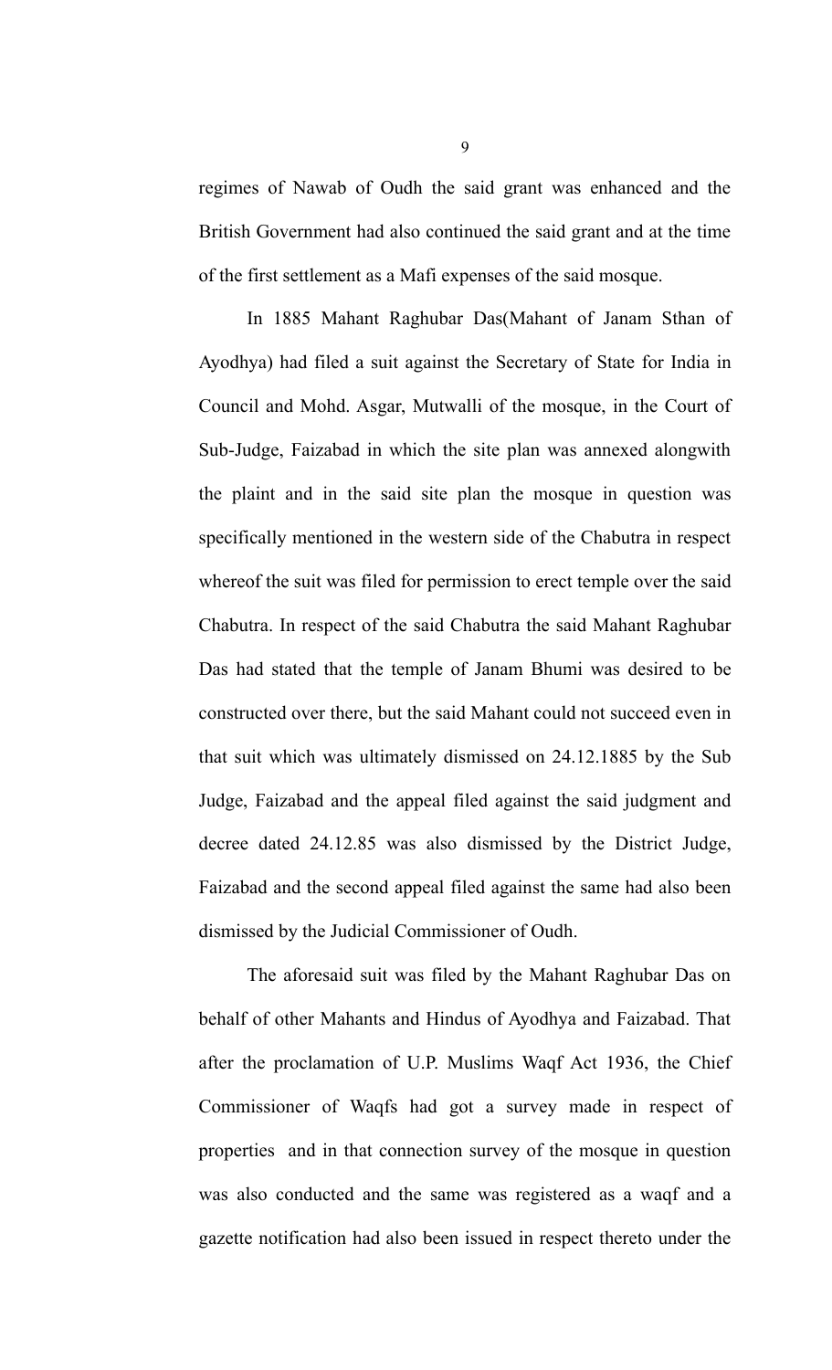regimes of Nawab of Oudh the said grant was enhanced and the British Government had also continued the said grant and at the time of the first settlement as a Mafi expenses of the said mosque.

In 1885 Mahant Raghubar Das(Mahant of Janam Sthan of Ayodhya) had filed a suit against the Secretary of State for India in Council and Mohd. Asgar, Mutwalli of the mosque, in the Court of Sub-Judge, Faizabad in which the site plan was annexed alongwith the plaint and in the said site plan the mosque in question was specifically mentioned in the western side of the Chabutra in respect whereof the suit was filed for permission to erect temple over the said Chabutra. In respect of the said Chabutra the said Mahant Raghubar Das had stated that the temple of Janam Bhumi was desired to be constructed over there, but the said Mahant could not succeed even in that suit which was ultimately dismissed on 24.12.1885 by the Sub Judge, Faizabad and the appeal filed against the said judgment and decree dated 24.12.85 was also dismissed by the District Judge, Faizabad and the second appeal filed against the same had also been dismissed by the Judicial Commissioner of Oudh.

The aforesaid suit was filed by the Mahant Raghubar Das on behalf of other Mahants and Hindus of Ayodhya and Faizabad. That after the proclamation of U.P. Muslims Waqf Act 1936, the Chief Commissioner of Waqfs had got a survey made in respect of properties and in that connection survey of the mosque in question was also conducted and the same was registered as a waqf and a gazette notification had also been issued in respect thereto under the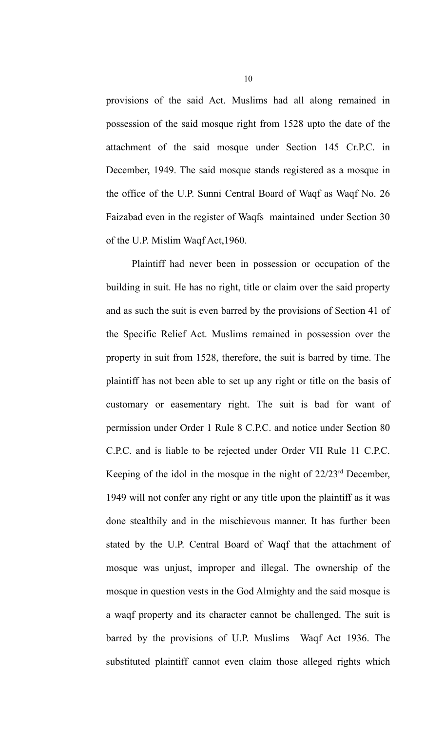provisions of the said Act. Muslims had all along remained in possession of the said mosque right from 1528 upto the date of the attachment of the said mosque under Section 145 Cr.P.C. in December, 1949. The said mosque stands registered as a mosque in the office of the U.P. Sunni Central Board of Waqf as Waqf No. 26 Faizabad even in the register of Waqfs maintained under Section 30 of the U.P. Mislim Waqf Act,1960.

Plaintiff had never been in possession or occupation of the building in suit. He has no right, title or claim over the said property and as such the suit is even barred by the provisions of Section 41 of the Specific Relief Act. Muslims remained in possession over the property in suit from 1528, therefore, the suit is barred by time. The plaintiff has not been able to set up any right or title on the basis of customary or easementary right. The suit is bad for want of permission under Order 1 Rule 8 C.P.C. and notice under Section 80 C.P.C. and is liable to be rejected under Order VII Rule 11 C.P.C. Keeping of the idol in the mosque in the night of 22/23rd December, 1949 will not confer any right or any title upon the plaintiff as it was done stealthily and in the mischievous manner. It has further been stated by the U.P. Central Board of Waqf that the attachment of mosque was unjust, improper and illegal. The ownership of the mosque in question vests in the God Almighty and the said mosque is a waqf property and its character cannot be challenged. The suit is barred by the provisions of U.P. Muslims Waqf Act 1936. The substituted plaintiff cannot even claim those alleged rights which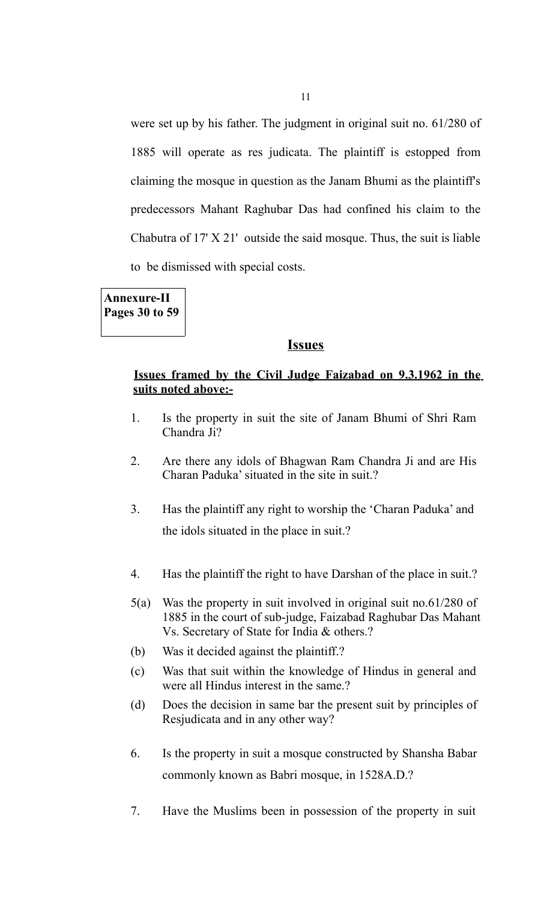were set up by his father. The judgment in original suit no. 61/280 of 1885 will operate as res judicata. The plaintiff is estopped from claiming the mosque in question as the Janam Bhumi as the plaintiff's predecessors Mahant Raghubar Das had confined his claim to the Chabutra of 17' X 21' outside the said mosque. Thus, the suit is liable to be dismissed with special costs.

**Annexure-II**
**Pages 30 to 59**

## Issues

**Issues framed by the Civil Judge Faizabad on 9.3.1962 in the suits noted above:-**

1. Is the property in suit the site of Janam Bhumi of Shri Ram Chandra Ji?
2. Are there any idols of Bhagwan Ram Chandra Ji and are His Charan Paduka' situated in the site in suit.?
3. Has the plaintiff any right to worship the 'Charan Paduka' and the idols situated in the place in suit.?
4. Has the plaintiff the right to have Darshan of the place in suit.?

5(a) Was the property in suit involved in original suit no.61/280 of 1885 in the court of sub-judge, Faizabad Raghubar Das Mahant Vs. Secretary of State for India & others.?

(b) Was it decided against the plaintiff.?

(c) Was that suit within the knowledge of Hindus in general and were all Hindus interest in the same.?

(d) Does the decision in same bar the present suit by principles of Resjudicata and in any other way?

6. Is the property in suit a mosque constructed by Shansha Babar commonly known as Babri mosque, in 1528A.D.?
7. Have the Muslims been in possession of the property in suit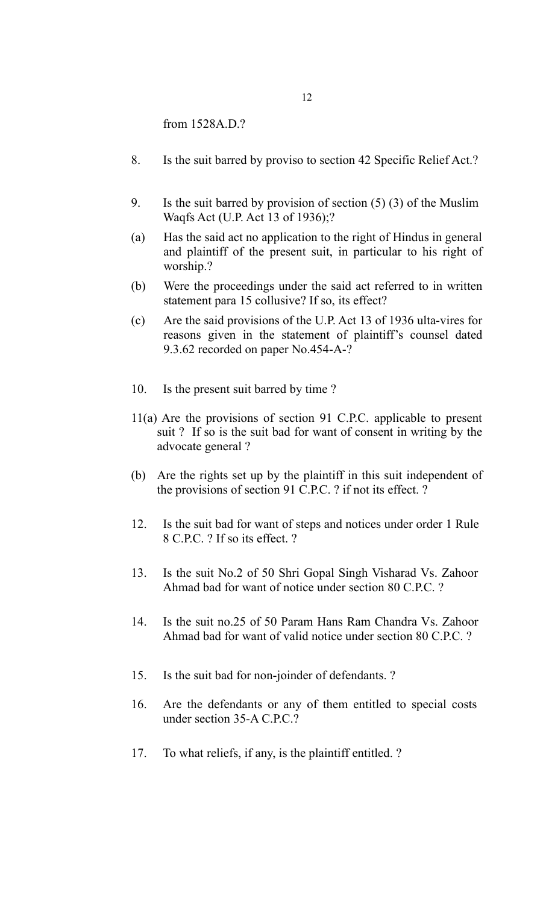from 1528A.D.?

8. Is the suit barred by proviso to section 42 Specific Relief Act.?

9. Is the suit barred by provision of section (5) (3) of the Muslim Waqfs Act (U.P. Act 13 of 1936);?

(a) Has the said act no application to the right of Hindus in general and plaintiff of the present suit, in particular to his right of worship.?

(b) Were the proceedings under the said act referred to in written statement para 15 collusive? If so, its effect?

(c) Are the said provisions of the U.P. Act 13 of 1936 ulta-vires for reasons given in the statement of plaintiff's counsel dated 9.3.62 recorded on paper No.454-A-?

10. Is the present suit barred by time ?

11(a) Are the provisions of section 91 C.P.C. applicable to present suit ? If so is the suit bad for want of consent in writing by the advocate general ?

(b) Are the rights set up by the plaintiff in this suit independent of the provisions of section 91 C.P.C. ? if not its effect. ?

12. Is the suit bad for want of steps and notices under order 1 Rule 8 C.P.C. ? If so its effect. ?

13. Is the suit No.2 of 50 Shri Gopal Singh Visharad Vs. Zahoor Ahmad bad for want of notice under section 80 C.P.C. ?

14. Is the suit no.25 of 50 Param Hans Ram Chandra Vs. Zahoor Ahmad bad for want of valid notice under section 80 C.P.C. ?

15. Is the suit bad for non-joinder of defendants. ?

16. Are the defendants or any of them entitled to special costs under section 35-A C.P.C.?

17. To what reliefs, if any, is the plaintiff entitled. ?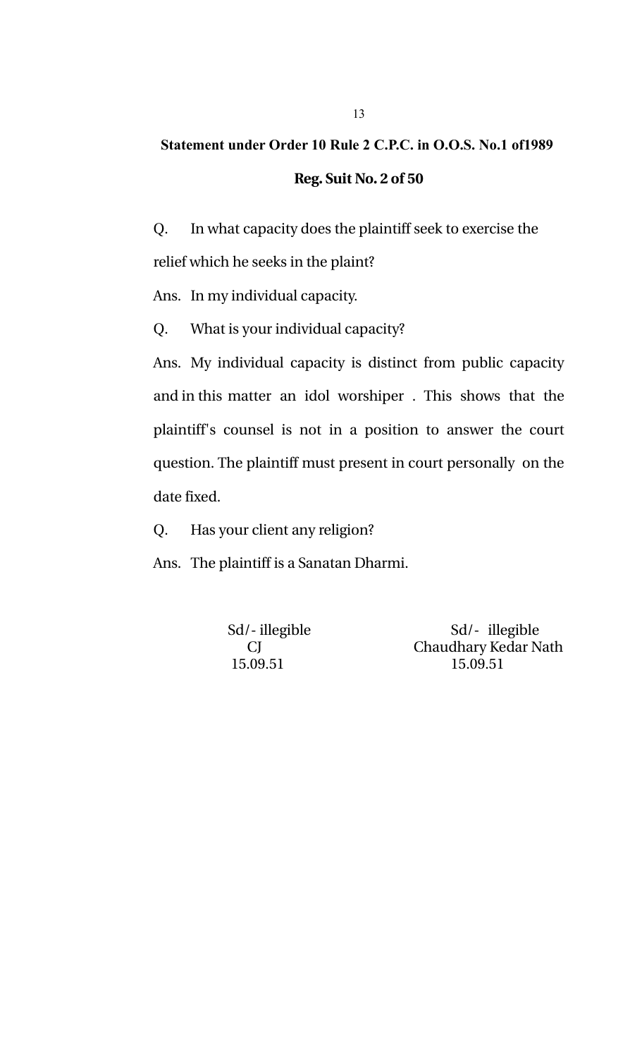**Statement under Order 10 Rule 2 C.P.C. in O.O.S. No.1 of1989**

**Reg. Suit No. 2 of 50**

Q. In what capacity does the plaintiff seek to exercise the relief which he seeks in the plaint?

Ans. In my individual capacity.

Q. What is your individual capacity?

Ans. My individual capacity is distinct from public capacity and in this matter an idol worshiper . This shows that the plaintiff's counsel is not in a position to answer the court question. The plaintiff must present in court personally on the date fixed.

Q. Has your client any religion?

Ans. The plaintiff is a Sanatan Dharmi.

| | |
|---|---|
| Sd/- illegible | Sd/- illegible |
| CJ | Chaudhary Kedar Nath |
| 15.09.51 | 15.09.51 |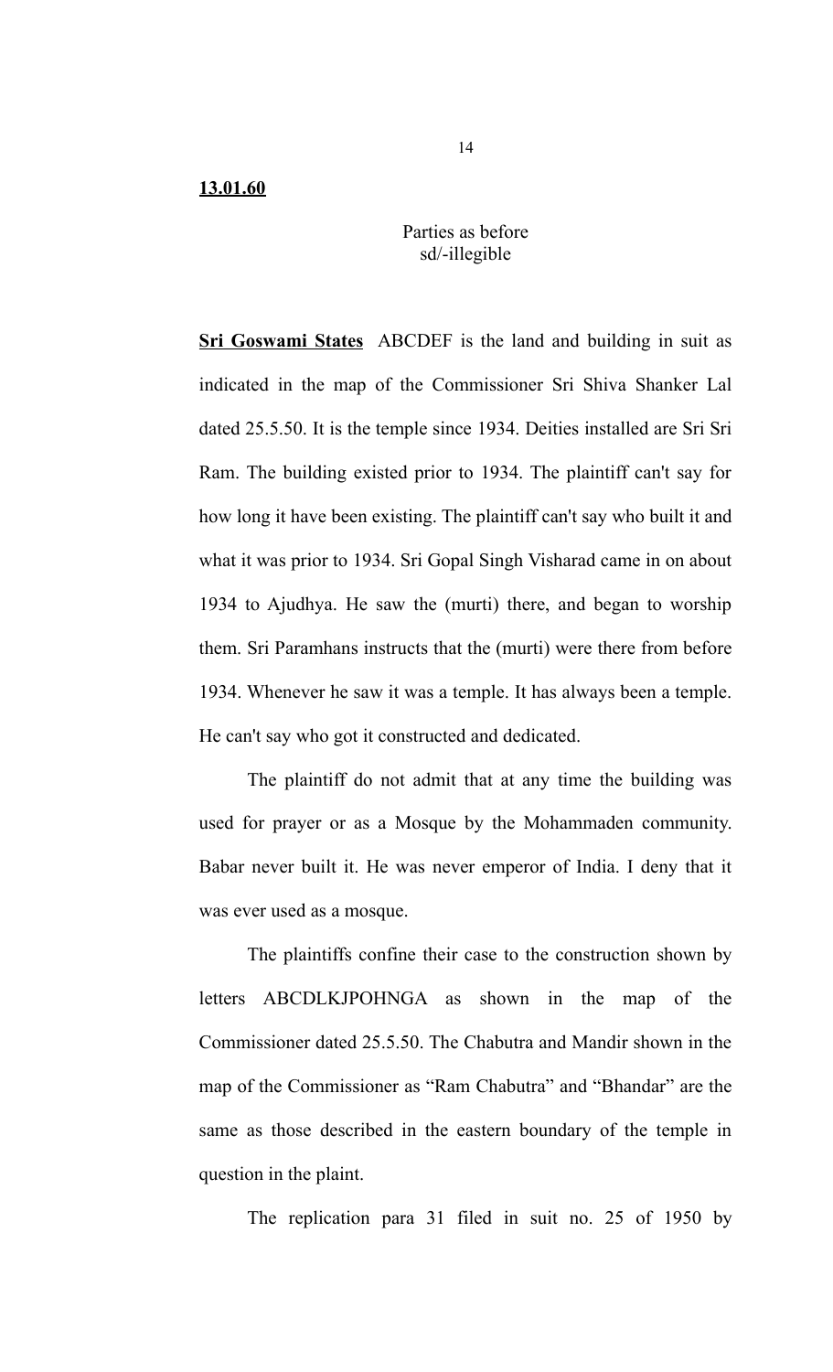**13.01.60**

Parties as before
sd/-illegible

**Sri Goswami States** ABCDEF is the land and building in suit as indicated in the map of the Commissioner Sri Shiva Shanker Lal dated 25.5.50. It is the temple since 1934. Deities installed are Sri Sri Ram. The building existed prior to 1934. The plaintiff can't say for how long it have been existing. The plaintiff can't say who built it and what it was prior to 1934. Sri Gopal Singh Visharad came in on about 1934 to Ajudhya. He saw the (murti) there, and began to worship them. Sri Paramhans instructs that the (murti) were there from before 1934. Whenever he saw it was a temple. It has always been a temple. He can't say who got it constructed and dedicated.

The plaintiff do not admit that at any time the building was used for prayer or as a Mosque by the Mohammaden community. Babar never built it. He was never emperor of India. I deny that it was ever used as a mosque.

The plaintiffs confine their case to the construction shown by letters ABCDLKJPOHNGA as shown in the map of the Commissioner dated 25.5.50. The Chabutra and Mandir shown in the map of the Commissioner as "Ram Chabutra" and "Bhandar" are the same as those described in the eastern boundary of the temple in question in the plaint.

The replication para 31 filed in suit no. 25 of 1950 by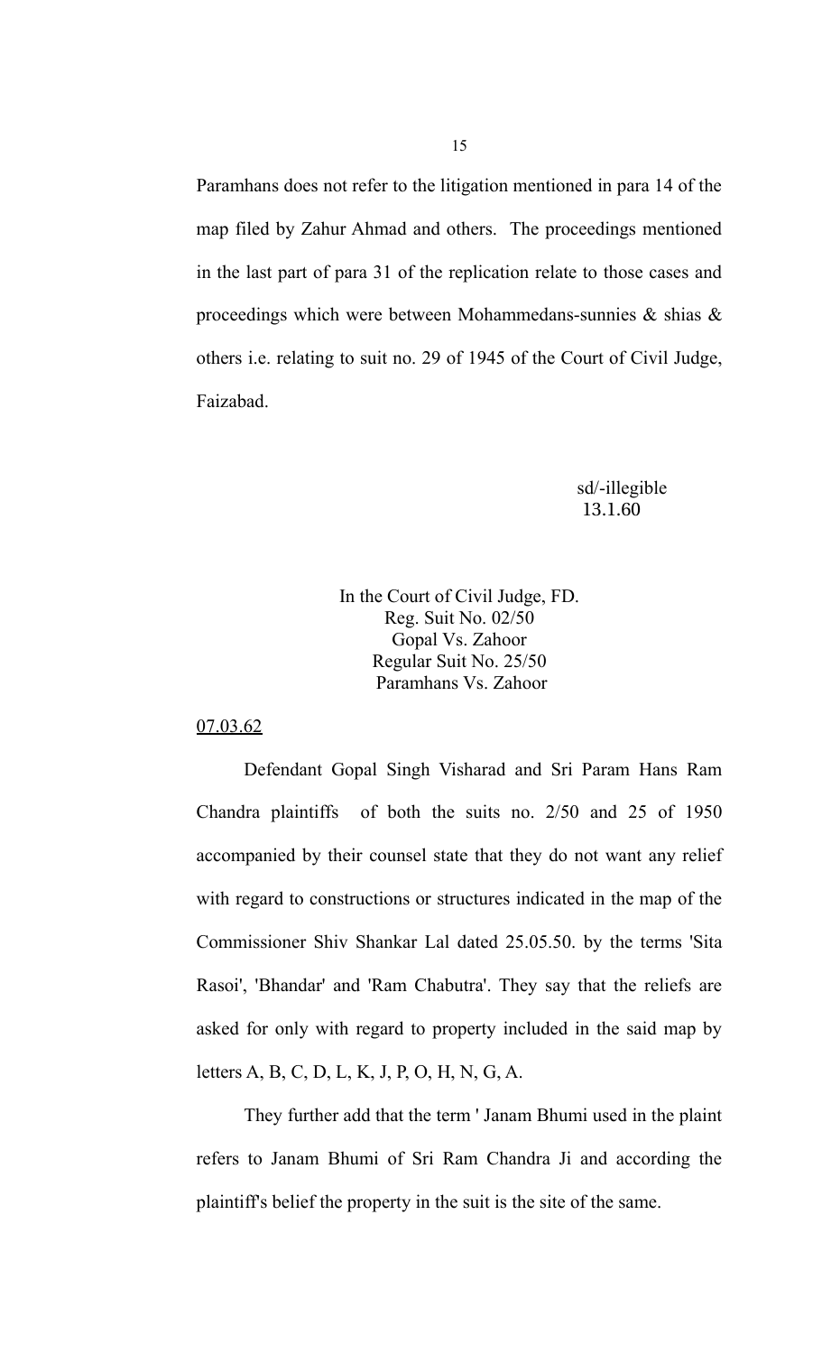Paramhans does not refer to the litigation mentioned in para 14 of the map filed by Zahur Ahmad and others. The proceedings mentioned in the last part of para 31 of the replication relate to those cases and proceedings which were between Mohammedans-sunnies & shias & others i.e. relating to suit no. 29 of 1945 of the Court of Civil Judge, Faizabad.

sd/-illegible
13.1.60

In the Court of Civil Judge, FD.
Reg. Suit No. 02/50
Gopal Vs. Zahoor
Regular Suit No. 25/50
Paramhans Vs. Zahoor

07.03.62

Defendant Gopal Singh Visharad and Sri Param Hans Ram Chandra plaintiffs of both the suits no. 2/50 and 25 of 1950 accompanied by their counsel state that they do not want any relief with regard to constructions or structures indicated in the map of the Commissioner Shiv Shankar Lal dated 25.05.50. by the terms 'Sita Rasoi', 'Bhandar' and 'Ram Chabutra'. They say that the reliefs are asked for only with regard to property included in the said map by letters A, B, C, D, L, K, J, P, O, H, N, G, A.

They further add that the term ' Janam Bhumi used in the plaint refers to Janam Bhumi of Sri Ram Chandra Ji and according the plaintiff's belief the property in the suit is the site of the same.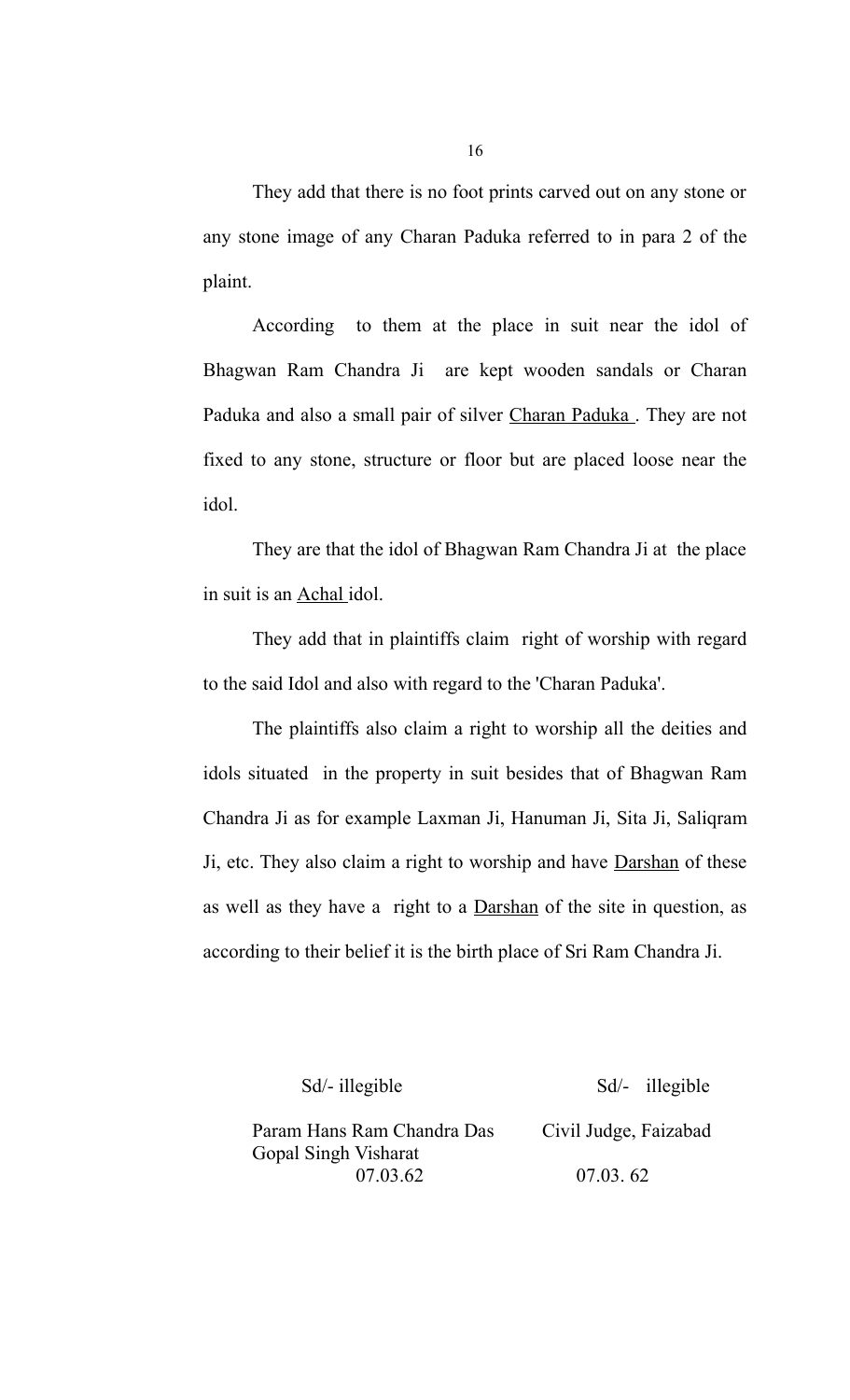They add that there is no foot prints carved out on any stone or any stone image of any Charan Paduka referred to in para 2 of the plaint.

According to them at the place in suit near the idol of Bhagwan Ram Chandra Ji are kept wooden sandals or Charan Paduka and also a small pair of silver <u>Charan Paduka</u> . They are not fixed to any stone, structure or floor but are placed loose near the idol.

They are that the idol of Bhagwan Ram Chandra Ji at the place in suit is an <u>Achal</u> idol.

They add that in plaintiffs claim right of worship with regard to the said Idol and also with regard to the 'Charan Paduka'.

The plaintiffs also claim a right to worship all the deities and idols situated in the property in suit besides that of Bhagwan Ram Chandra Ji as for example Laxman Ji, Hanuman Ji, Sita Ji, Saliqram Ji, etc. They also claim a right to worship and have <u>Darshan</u> of these as well as they have a right to a <u>Darshan</u> of the site in question, as according to their belief it is the birth place of Sri Ram Chandra Ji.

| | |
|---|---|
| Sd/- illegible | Sd/- illegible |
| Param Hans Ram Chandra Das<br>Gopal Singh Visharat<br>07.03.62 | Civil Judge, Faizabad<br><br>07.03. 62 |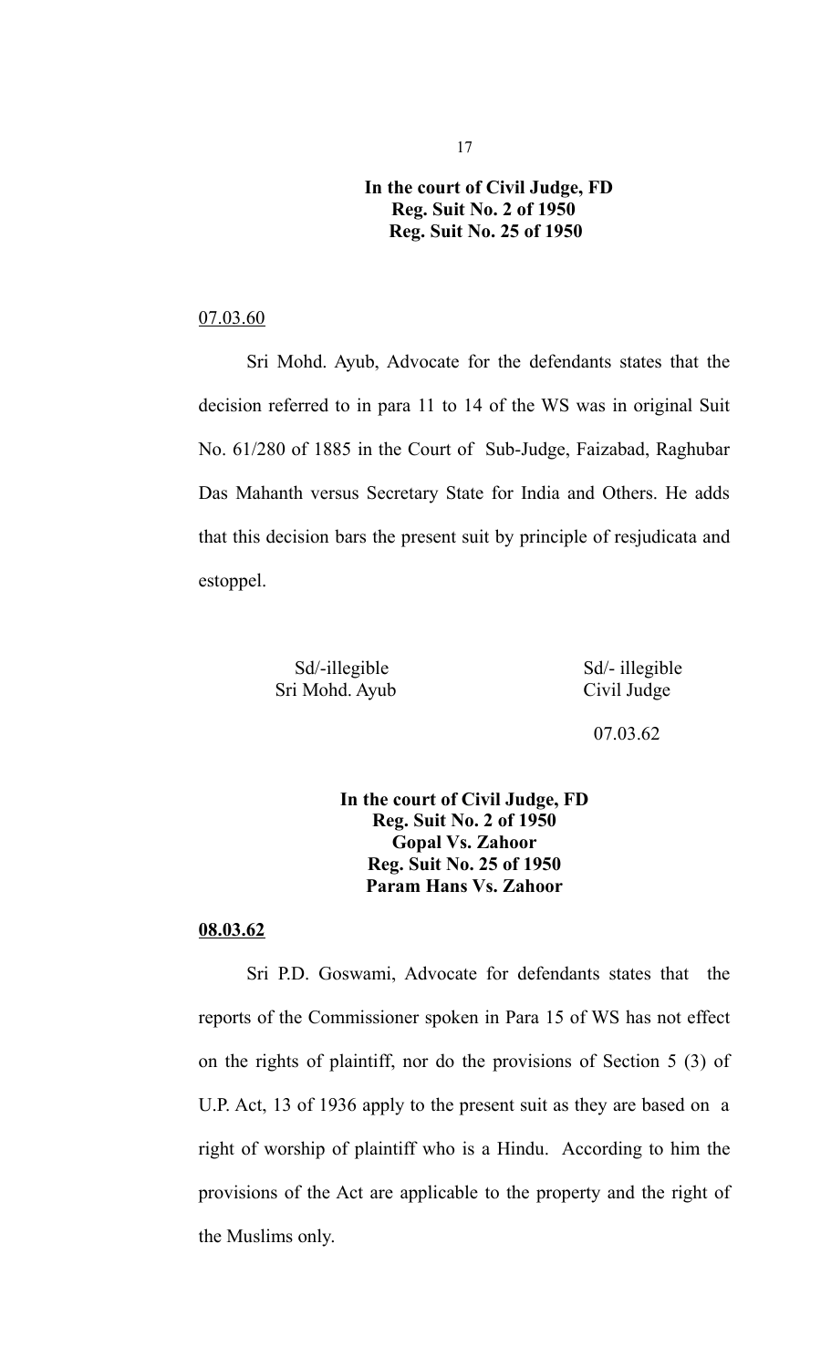**In the court of Civil Judge, FD**
**Reg. Suit No. 2 of 1950**
**Reg. Suit No. 25 of 1950**

07.03.60

Sri Mohd. Ayub, Advocate for the defendants states that the decision referred to in para 11 to 14 of the WS was in original Suit No. 61/280 of 1885 in the Court of Sub-Judge, Faizabad, Raghubar Das Mahanth versus Secretary State for India and Others. He adds that this decision bars the present suit by principle of resjudicata and estoppel.

Sd/-illegible
Sri Mohd. Ayub

Sd/- illegible
Civil Judge

07.03.62

**In the court of Civil Judge, FD**
**Reg. Suit No. 2 of 1950**
**Gopal Vs. Zahoor**
**Reg. Suit No. 25 of 1950**
**Param Hans Vs. Zahoor**

**08.03.62**

Sri P.D. Goswami, Advocate for defendants states that the reports of the Commissioner spoken in Para 15 of WS has not effect on the rights of plaintiff, nor do the provisions of Section 5 (3) of U.P. Act, 13 of 1936 apply to the present suit as they are based on a right of worship of plaintiff who is a Hindu. According to him the provisions of the Act are applicable to the property and the right of the Muslims only.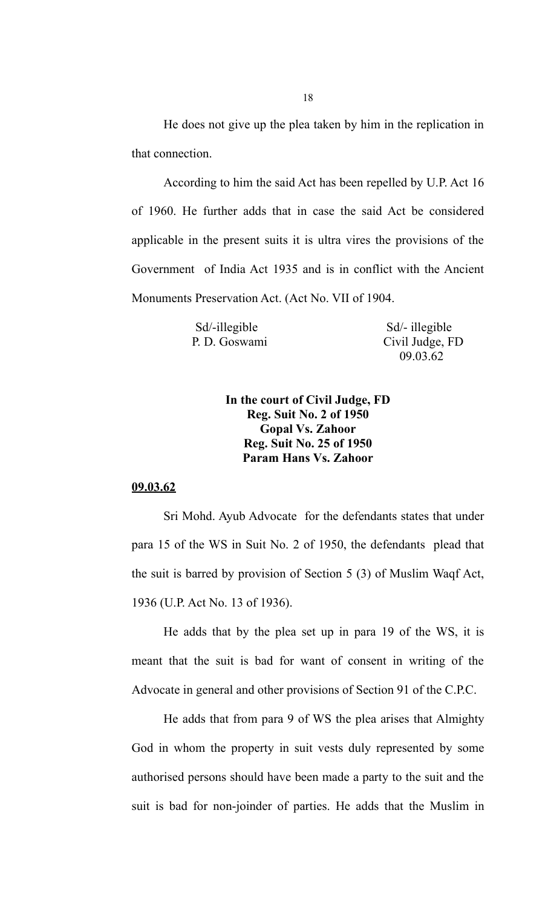He does not give up the plea taken by him in the replication in that connection.

According to him the said Act has been repelled by U.P. Act 16 of 1960. He further adds that in case the said Act be considered applicable in the present suits it is ultra vires the provisions of the Government of India Act 1935 and is in conflict with the Ancient Monuments Preservation Act. (Act No. VII of 1904.

| | |
|---|---|
| Sd/-illegible | Sd/- illegible |
| P. D. Goswami | Civil Judge, FD |
| | 09.03.62 |

**In the court of Civil Judge, FD**
**Reg. Suit No. 2 of 1950**
**Gopal Vs. Zahoor**
**Reg. Suit No. 25 of 1950**
**Param Hans Vs. Zahoor**

**<u>09.03.62</u>**

Sri Mohd. Ayub Advocate for the defendants states that under para 15 of the WS in Suit No. 2 of 1950, the defendants plead that the suit is barred by provision of Section 5 (3) of Muslim Waqf Act, 1936 (U.P. Act No. 13 of 1936).

He adds that by the plea set up in para 19 of the WS, it is meant that the suit is bad for want of consent in writing of the Advocate in general and other provisions of Section 91 of the C.P.C.

He adds that from para 9 of WS the plea arises that Almighty God in whom the property in suit vests duly represented by some authorised persons should have been made a party to the suit and the suit is bad for non-joinder of parties. He adds that the Muslim in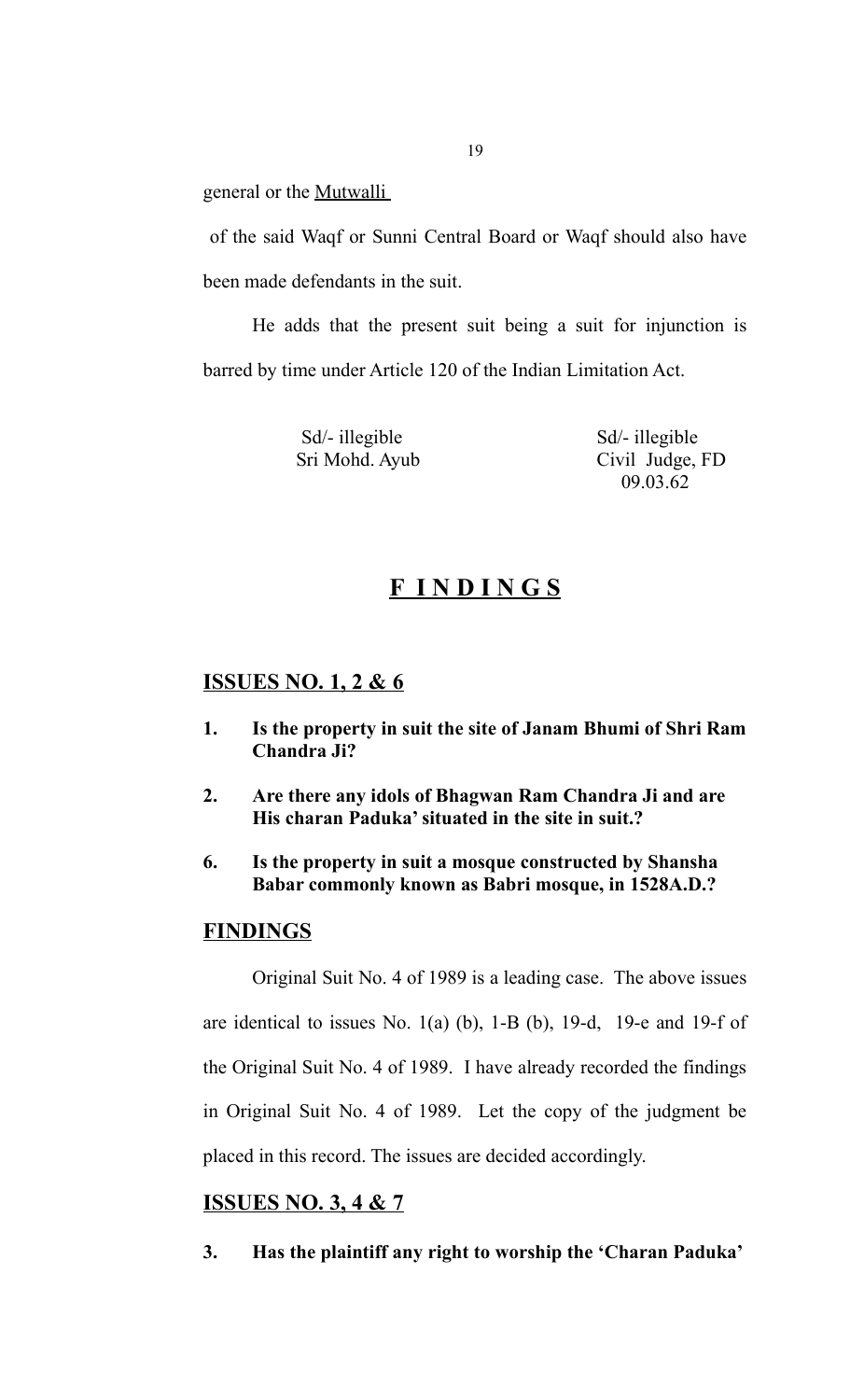general or the Mutwalli

of the said Waqf or Sunni Central Board or Waqf should also have been made defendants in the suit.

He adds that the present suit being a suit for injunction is barred by time under Article 120 of the Indian Limitation Act.

Sd/- illegible
Sri Mohd. Ayub

Sd/- illegible
Civil Judge, FD
09.03.62

# F I N D I N G S

## ISSUES NO. 1, 2 & 6

1. **Is the property in suit the site of Janam Bhumi of Shri Ram Chandra Ji?**

2. **Are there any idols of Bhagwan Ram Chandra Ji and are His charan Paduka' situated in the site in suit.?**

6. **Is the property in suit a mosque constructed by Shansha Babar commonly known as Babri mosque, in 1528A.D.?**

## FINDINGS

Original Suit No. 4 of 1989 is a leading case. The above issues are identical to issues No. 1(a) (b), 1-B (b), 19-d, 19-e and 19-f of the Original Suit No. 4 of 1989. I have already recorded the findings in Original Suit No. 4 of 1989. Let the copy of the judgment be placed in this record. The issues are decided accordingly.

## ISSUES NO. 3, 4 & 7

3. **Has the plaintiff any right to worship the 'Charan Paduka'**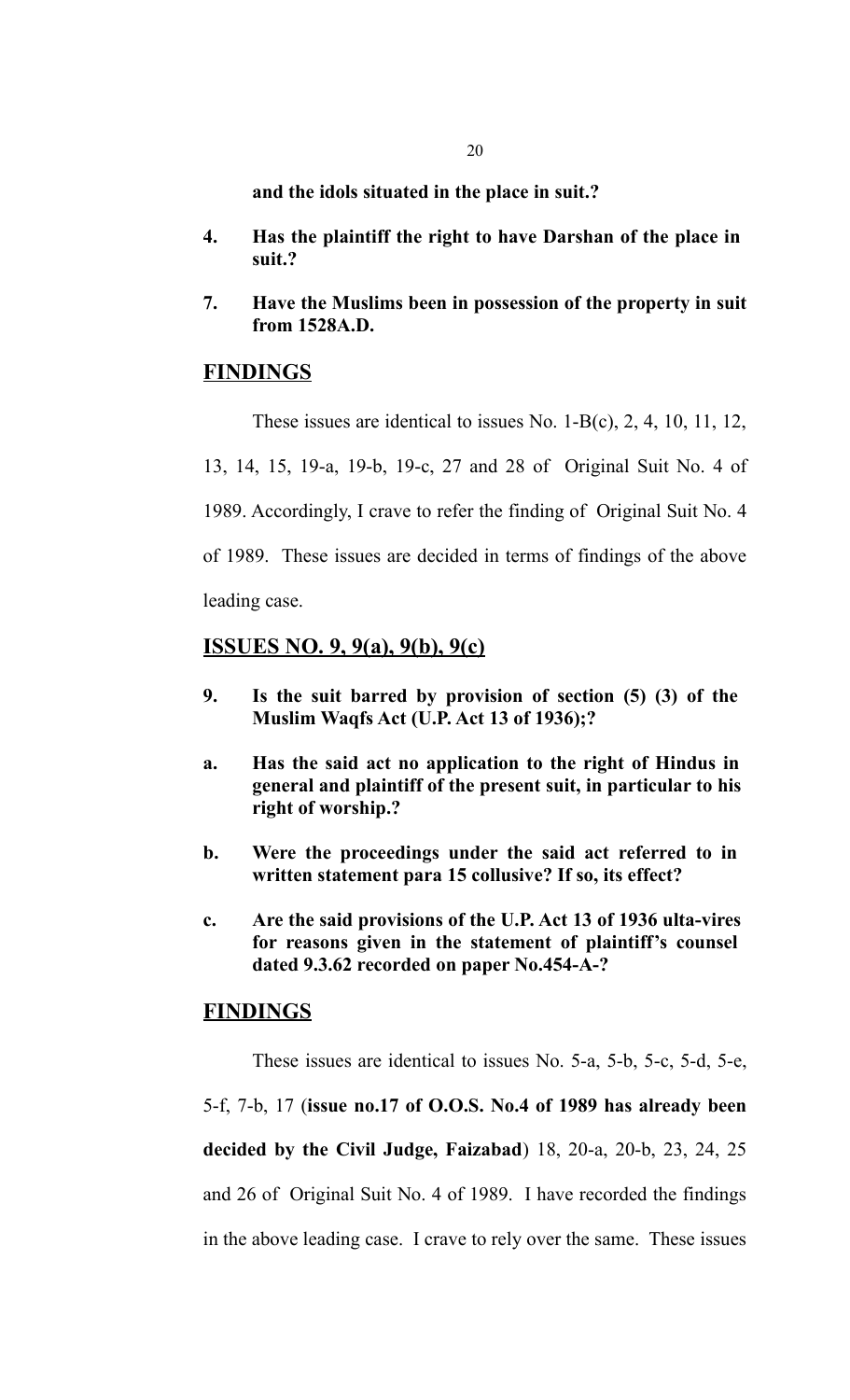**and the idols situated in the place in suit.?**

**4. Has the plaintiff the right to have Darshan of the place in suit.?**

**7. Have the Muslims been in possession of the property in suit from 1528A.D.**

## FINDINGS

These issues are identical to issues No. 1-B(c), 2, 4, 10, 11, 12, 13, 14, 15, 19-a, 19-b, 19-c, 27 and 28 of Original Suit No. 4 of 1989. Accordingly, I crave to refer the finding of Original Suit No. 4 of 1989. These issues are decided in terms of findings of the above leading case.

## ISSUES NO. 9, 9(a), 9(b), 9(c)

**9. Is the suit barred by provision of section (5) (3) of the Muslim Waqfs Act (U.P. Act 13 of 1936);?**

**a. Has the said act no application to the right of Hindus in general and plaintiff of the present suit, in particular to his right of worship.?**

**b. Were the proceedings under the said act referred to in written statement para 15 collusive? If so, its effect?**

**c. Are the said provisions of the U.P. Act 13 of 1936 ulta-vires for reasons given in the statement of plaintiff's counsel dated 9.3.62 recorded on paper No.454-A-?**

## FINDINGS

These issues are identical to issues No. 5-a, 5-b, 5-c, 5-d, 5-e, 5-f, 7-b, 17 (**issue no.17 of O.O.S. No.4 of 1989 has already been decided by the Civil Judge, Faizabad**) 18, 20-a, 20-b, 23, 24, 25 and 26 of Original Suit No. 4 of 1989. I have recorded the findings in the above leading case. I crave to rely over the same. These issues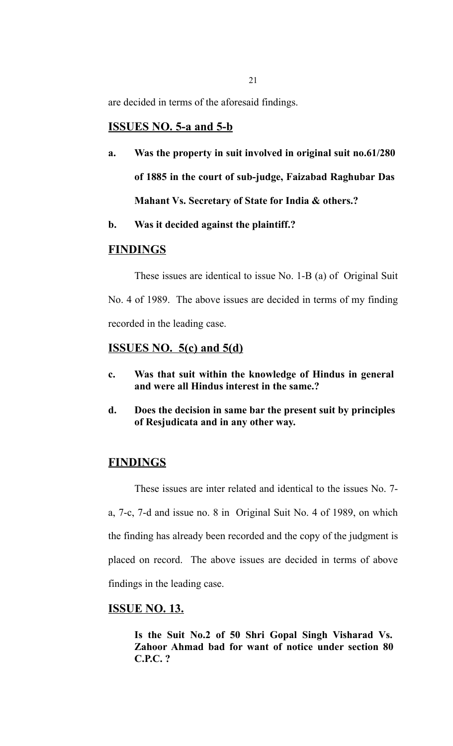are decided in terms of the aforesaid findings.

## ISSUES NO. 5-a and 5-b

**a. Was the property in suit involved in original suit no.61/280 of 1885 in the court of sub-judge, Faizabad Raghubar Das Mahant Vs. Secretary of State for India & others.?**

**b. Was it decided against the plaintiff.?**

## FINDINGS

These issues are identical to issue No. 1-B (a) of Original Suit No. 4 of 1989. The above issues are decided in terms of my finding recorded in the leading case.

## ISSUES NO. 5(c) and 5(d)

**c. Was that suit within the knowledge of Hindus in general and were all Hindus interest in the same.?**

**d. Does the decision in same bar the present suit by principles of Resjudicata and in any other way.**

## FINDINGS

These issues are inter related and identical to the issues No. 7-a, 7-c, 7-d and issue no. 8 in Original Suit No. 4 of 1989, on which the finding has already been recorded and the copy of the judgment is placed on record. The above issues are decided in terms of above findings in the leading case.

## ISSUE NO. 13.

**Is the Suit No.2 of 50 Shri Gopal Singh Visharad Vs. Zahoor Ahmad bad for want of notice under section 80 C.P.C. ?**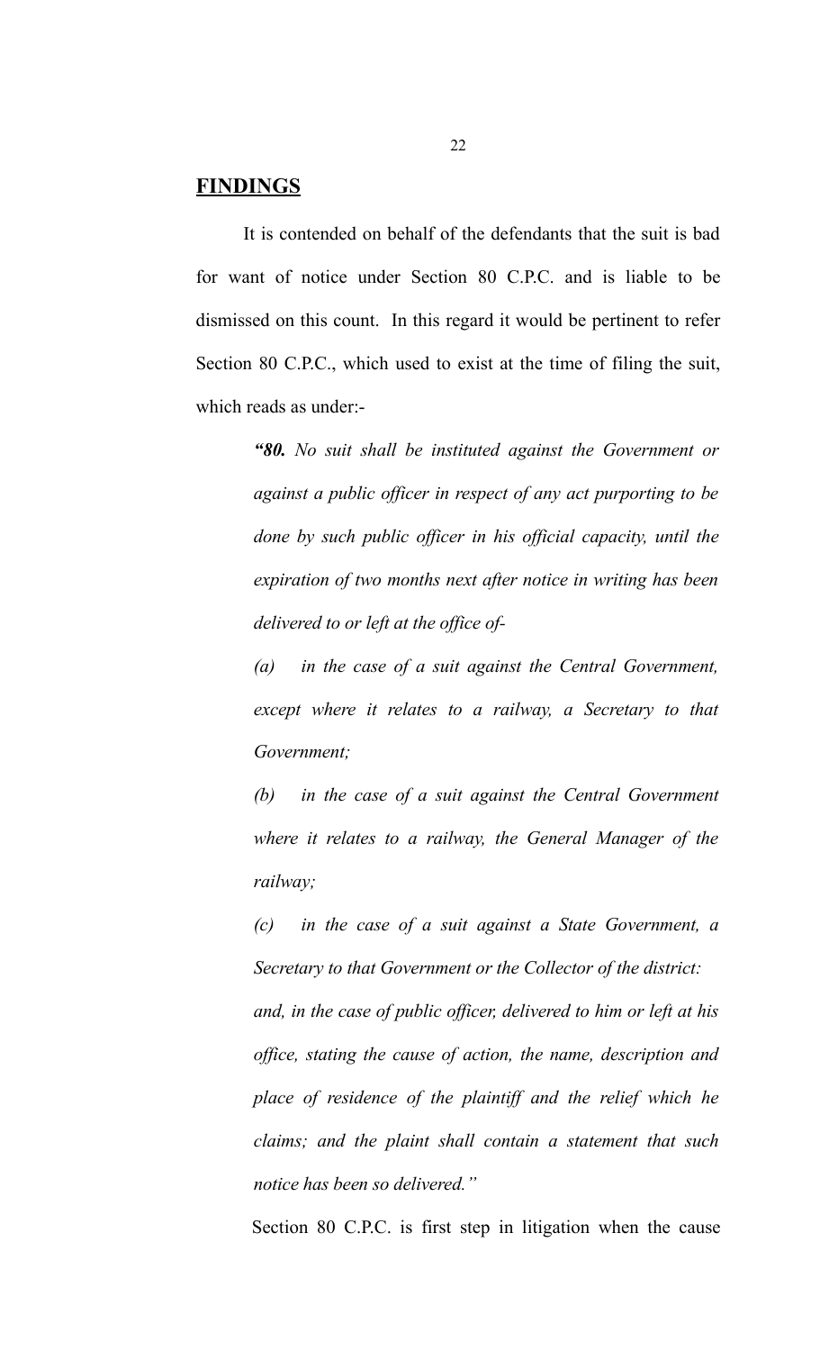## FINDINGS

It is contended on behalf of the defendants that the suit is bad for want of notice under Section 80 C.P.C. and is liable to be dismissed on this count. In this regard it would be pertinent to refer Section 80 C.P.C., which used to exist at the time of filing the suit, which reads as under:-

> ***"80.*** *No suit shall be instituted against the Government or against a public officer in respect of any act purporting to be done by such public officer in his official capacity, until the expiration of two months next after notice in writing has been delivered to or left at the office of-*
>
> *(a) in the case of a suit against the Central Government, except where it relates to a railway, a Secretary to that Government;*
>
> *(b) in the case of a suit against the Central Government where it relates to a railway, the General Manager of the railway;*
>
> *(c) in the case of a suit against a State Government, a Secretary to that Government or the Collector of the district:*
>
> *and, in the case of public officer, delivered to him or left at his office, stating the cause of action, the name, description and place of residence of the plaintiff and the relief which he claims; and the plaint shall contain a statement that such notice has been so delivered."*

Section 80 C.P.C. is first step in litigation when the cause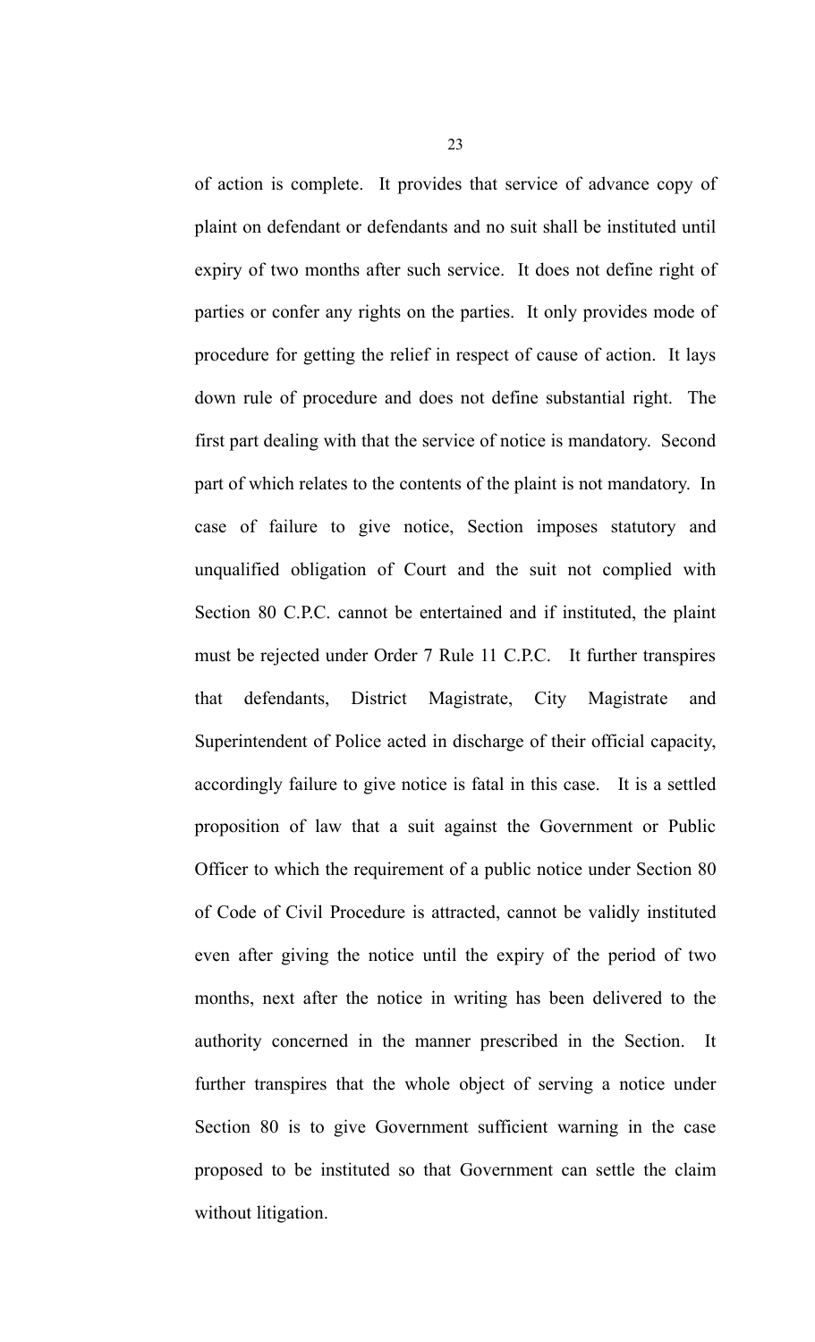of action is complete. It provides that service of advance copy of plaint on defendant or defendants and no suit shall be instituted until expiry of two months after such service. It does not define right of parties or confer any rights on the parties. It only provides mode of procedure for getting the relief in respect of cause of action. It lays down rule of procedure and does not define substantial right. The first part dealing with that the service of notice is mandatory. Second part of which relates to the contents of the plaint is not mandatory. In case of failure to give notice, Section imposes statutory and unqualified obligation of Court and the suit not complied with Section 80 C.P.C. cannot be entertained and if instituted, the plaint must be rejected under Order 7 Rule 11 C.P.C. It further transpires that defendants, District Magistrate, City Magistrate and Superintendent of Police acted in discharge of their official capacity, accordingly failure to give notice is fatal in this case. It is a settled proposition of law that a suit against the Government or Public Officer to which the requirement of a public notice under Section 80 of Code of Civil Procedure is attracted, cannot be validly instituted even after giving the notice until the expiry of the period of two months, next after the notice in writing has been delivered to the authority concerned in the manner prescribed in the Section. It further transpires that the whole object of serving a notice under Section 80 is to give Government sufficient warning in the case proposed to be instituted so that Government can settle the claim without litigation.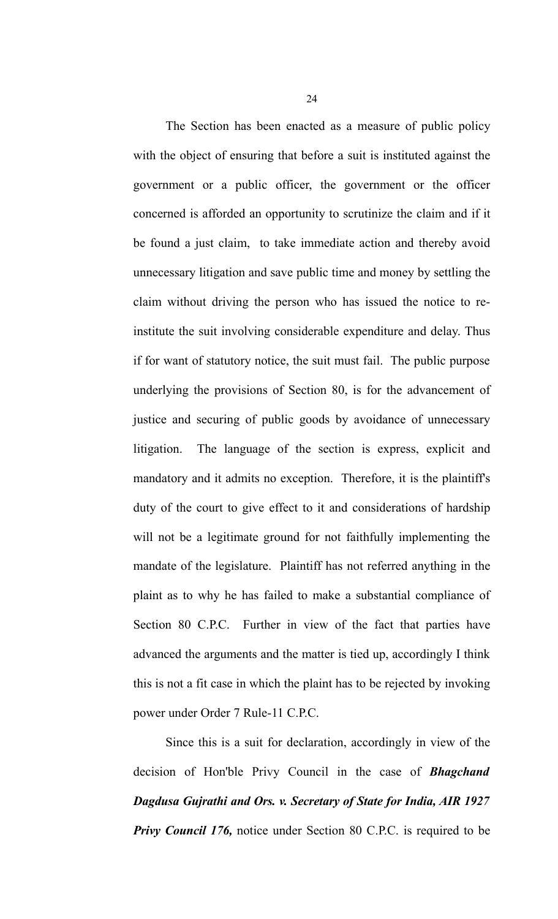The Section has been enacted as a measure of public policy with the object of ensuring that before a suit is instituted against the government or a public officer, the government or the officer concerned is afforded an opportunity to scrutinize the claim and if it be found a just claim, to take immediate action and thereby avoid unnecessary litigation and save public time and money by settling the claim without driving the person who has issued the notice to re-institute the suit involving considerable expenditure and delay. Thus if for want of statutory notice, the suit must fail. The public purpose underlying the provisions of Section 80, is for the advancement of justice and securing of public goods by avoidance of unnecessary litigation. The language of the section is express, explicit and mandatory and it admits no exception. Therefore, it is the plaintiff's duty of the court to give effect to it and considerations of hardship will not be a legitimate ground for not faithfully implementing the mandate of the legislature. Plaintiff has not referred anything in the plaint as to why he has failed to make a substantial compliance of Section 80 C.P.C. Further in view of the fact that parties have advanced the arguments and the matter is tied up, accordingly I think this is not a fit case in which the plaint has to be rejected by invoking power under Order 7 Rule-11 C.P.C.

Since this is a suit for declaration, accordingly in view of the decision of Hon'ble Privy Council in the case of ***Bhagchand Dagdusa Gujrathi and Ors. v. Secretary of State for India, AIR 1927 Privy Council 176,*** notice under Section 80 C.P.C. is required to be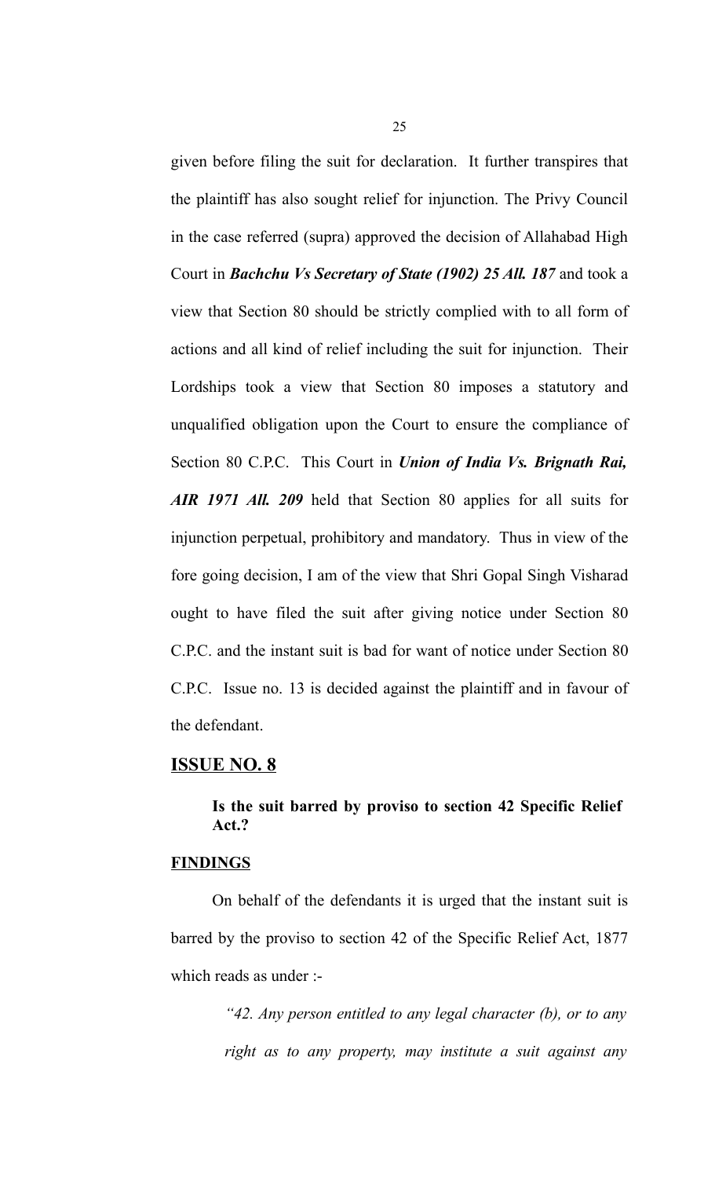given before filing the suit for declaration. It further transpires that the plaintiff has also sought relief for injunction. The Privy Council in the case referred (supra) approved the decision of Allahabad High Court in ***Bachchu Vs Secretary of State (1902) 25 All. 187*** and took a view that Section 80 should be strictly complied with to all form of actions and all kind of relief including the suit for injunction. Their Lordships took a view that Section 80 imposes a statutory and unqualified obligation upon the Court to ensure the compliance of Section 80 C.P.C. This Court in ***Union of India Vs. Brignath Rai, AIR 1971 All. 209*** held that Section 80 applies for all suits for injunction perpetual, prohibitory and mandatory. Thus in view of the fore going decision, I am of the view that Shri Gopal Singh Visharad ought to have filed the suit after giving notice under Section 80 C.P.C. and the instant suit is bad for want of notice under Section 80 C.P.C. Issue no. 13 is decided against the plaintiff and in favour of the defendant.

## <u>ISSUE NO. 8</u>

**Is the suit barred by proviso to section 42 Specific Relief Act.?**

**<u>FINDINGS</u>**

On behalf of the defendants it is urged that the instant suit is barred by the proviso to section 42 of the Specific Relief Act, 1877 which reads as under :-

> *"42. Any person entitled to any legal character (b), or to any right as to any property, may institute a suit against any*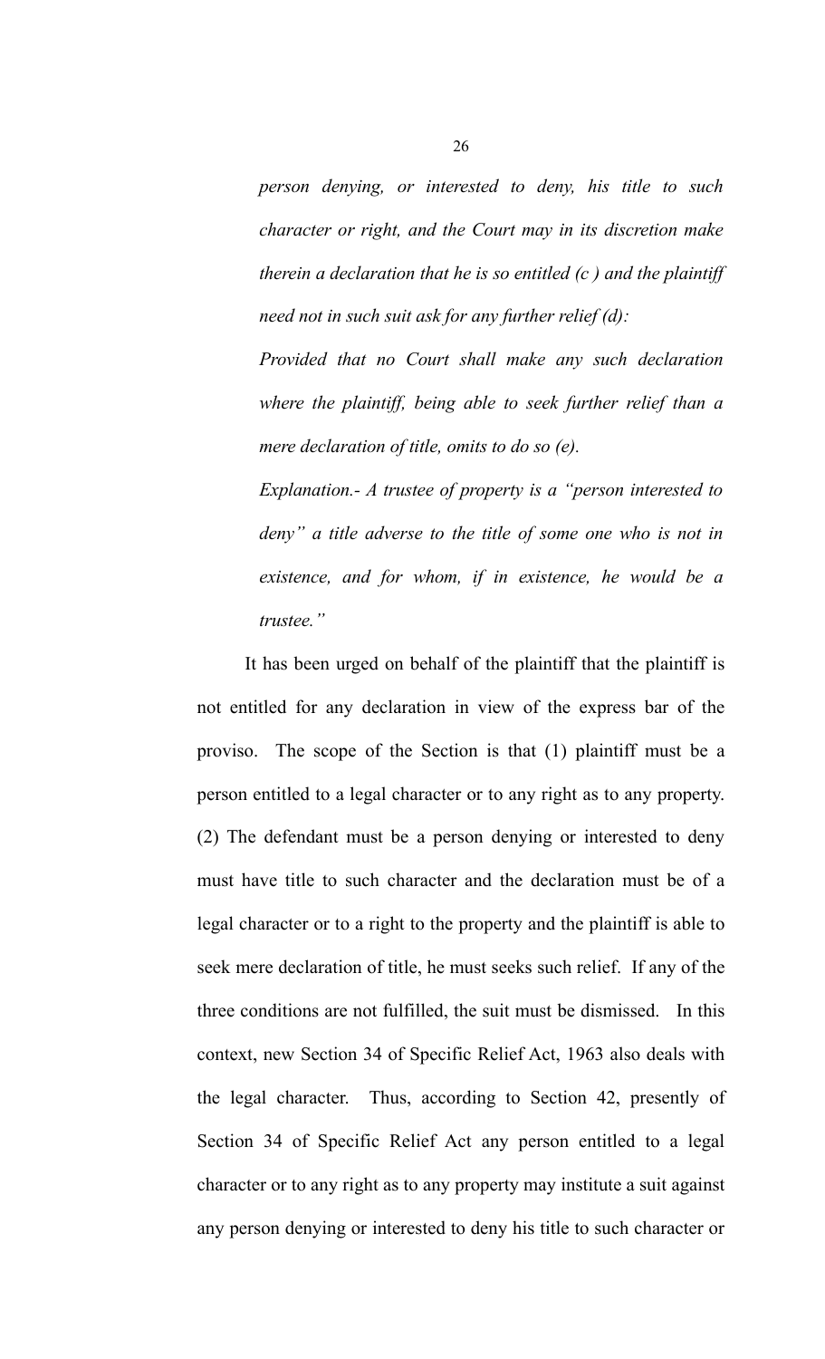*person denying, or interested to deny, his title to such character or right, and the Court may in its discretion make therein a declaration that he is so entitled (c ) and the plaintiff need not in such suit ask for any further relief (d):*

*Provided that no Court shall make any such declaration where the plaintiff, being able to seek further relief than a mere declaration of title, omits to do so (e).*

*Explanation.- A trustee of property is a "person interested to deny" a title adverse to the title of some one who is not in existence, and for whom, if in existence, he would be a trustee."*

It has been urged on behalf of the plaintiff that the plaintiff is not entitled for any declaration in view of the express bar of the proviso. The scope of the Section is that (1) plaintiff must be a person entitled to a legal character or to any right as to any property. (2) The defendant must be a person denying or interested to deny must have title to such character and the declaration must be of a legal character or to a right to the property and the plaintiff is able to seek mere declaration of title, he must seeks such relief. If any of the three conditions are not fulfilled, the suit must be dismissed. In this context, new Section 34 of Specific Relief Act, 1963 also deals with the legal character. Thus, according to Section 42, presently of Section 34 of Specific Relief Act any person entitled to a legal character or to any right as to any property may institute a suit against any person denying or interested to deny his title to such character or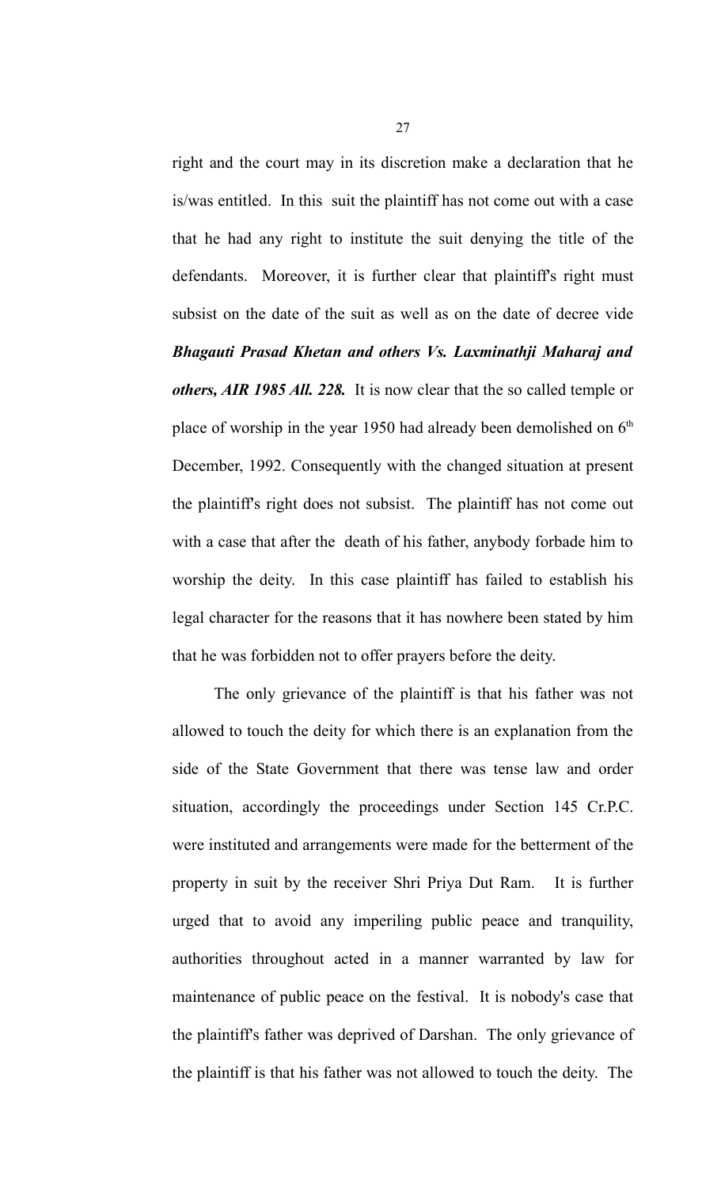right and the court may in its discretion make a declaration that he is/was entitled. In this suit the plaintiff has not come out with a case that he had any right to institute the suit denying the title of the defendants. Moreover, it is further clear that plaintiff's right must subsist on the date of the suit as well as on the date of decree vide ***Bhagauti Prasad Khetan and others Vs. Laxminathji Maharaj and others, AIR 1985 All. 228.*** It is now clear that the so called temple or place of worship in the year 1950 had already been demolished on 6th December, 1992. Consequently with the changed situation at present the plaintiff's right does not subsist. The plaintiff has not come out with a case that after the death of his father, anybody forbade him to worship the deity. In this case plaintiff has failed to establish his legal character for the reasons that it has nowhere been stated by him that he was forbidden not to offer prayers before the deity.

The only grievance of the plaintiff is that his father was not allowed to touch the deity for which there is an explanation from the side of the State Government that there was tense law and order situation, accordingly the proceedings under Section 145 Cr.P.C. were instituted and arrangements were made for the betterment of the property in suit by the receiver Shri Priya Dut Ram. It is further urged that to avoid any imperiling public peace and tranquility, authorities throughout acted in a manner warranted by law for maintenance of public peace on the festival. It is nobody's case that the plaintiff's father was deprived of Darshan. The only grievance of the plaintiff is that his father was not allowed to touch the deity. The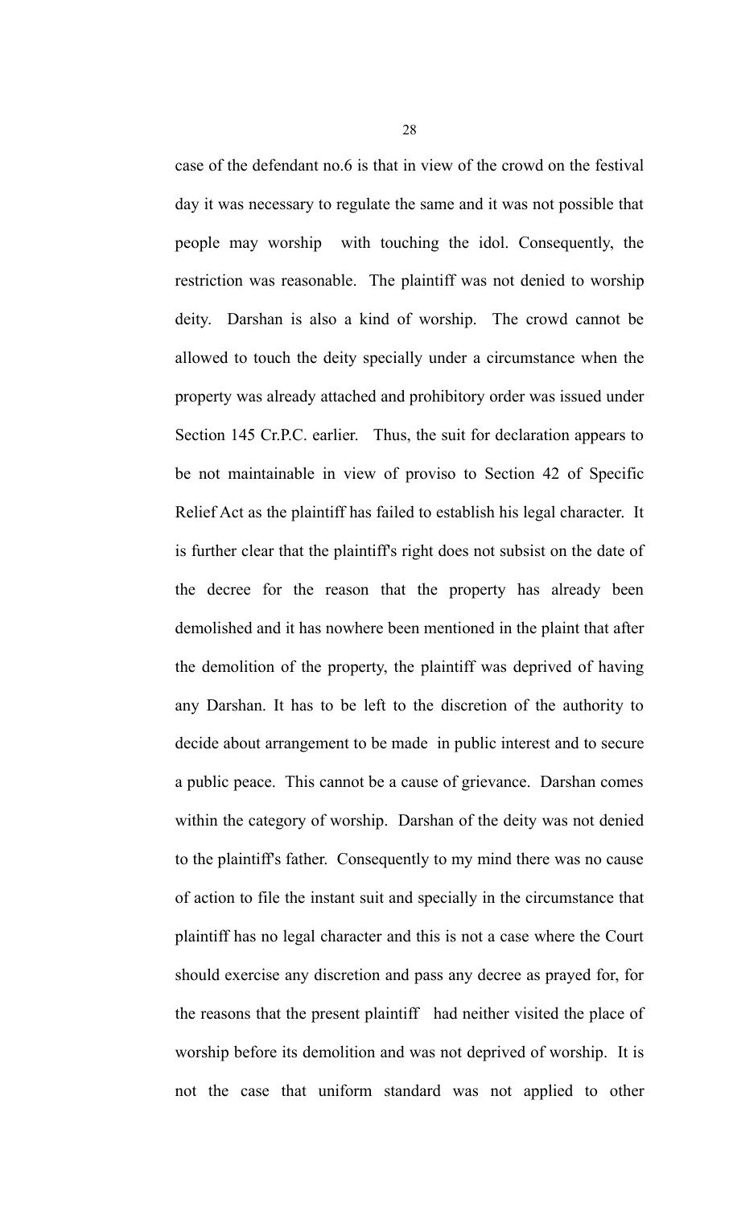case of the defendant no.6 is that in view of the crowd on the festival day it was necessary to regulate the same and it was not possible that people may worship with touching the idol. Consequently, the restriction was reasonable. The plaintiff was not denied to worship deity. Darshan is also a kind of worship. The crowd cannot be allowed to touch the deity specially under a circumstance when the property was already attached and prohibitory order was issued under Section 145 Cr.P.C. earlier. Thus, the suit for declaration appears to be not maintainable in view of proviso to Section 42 of Specific Relief Act as the plaintiff has failed to establish his legal character. It is further clear that the plaintiff's right does not subsist on the date of the decree for the reason that the property has already been demolished and it has nowhere been mentioned in the plaint that after the demolition of the property, the plaintiff was deprived of having any Darshan. It has to be left to the discretion of the authority to decide about arrangement to be made in public interest and to secure a public peace. This cannot be a cause of grievance. Darshan comes within the category of worship. Darshan of the deity was not denied to the plaintiff's father. Consequently to my mind there was no cause of action to file the instant suit and specially in the circumstance that plaintiff has no legal character and this is not a case where the Court should exercise any discretion and pass any decree as prayed for, for the reasons that the present plaintiff had neither visited the place of worship before its demolition and was not deprived of worship. It is not the case that uniform standard was not applied to other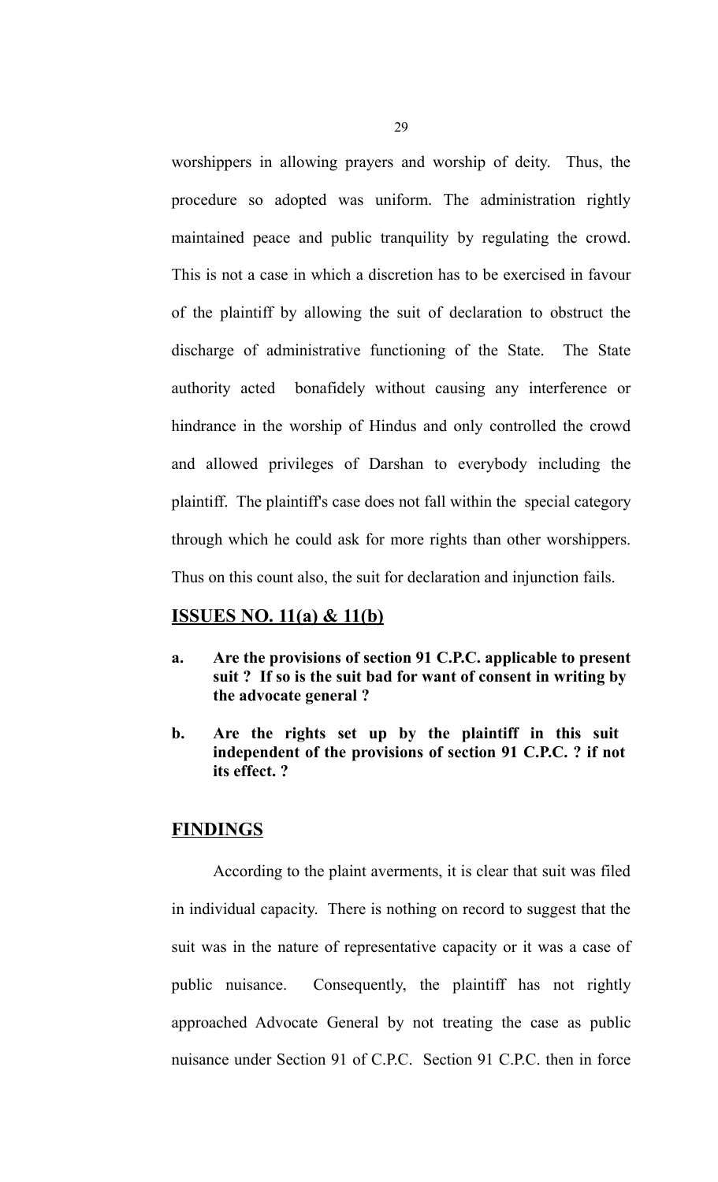worshippers in allowing prayers and worship of deity. Thus, the procedure so adopted was uniform. The administration rightly maintained peace and public tranquility by regulating the crowd. This is not a case in which a discretion has to be exercised in favour of the plaintiff by allowing the suit of declaration to obstruct the discharge of administrative functioning of the State. The State authority acted bonafidely without causing any interference or hindrance in the worship of Hindus and only controlled the crowd and allowed privileges of Darshan to everybody including the plaintiff. The plaintiff's case does not fall within the special category through which he could ask for more rights than other worshippers. Thus on this count also, the suit for declaration and injunction fails.

## ISSUES NO. 11(a) & 11(b)

**a. Are the provisions of section 91 C.P.C. applicable to present suit ? If so is the suit bad for want of consent in writing by the advocate general ?**

**b. Are the rights set up by the plaintiff in this suit independent of the provisions of section 91 C.P.C. ? if not its effect. ?**

## FINDINGS

According to the plaint averments, it is clear that suit was filed in individual capacity. There is nothing on record to suggest that the suit was in the nature of representative capacity or it was a case of public nuisance. Consequently, the plaintiff has not rightly approached Advocate General by not treating the case as public nuisance under Section 91 of C.P.C. Section 91 C.P.C. then in force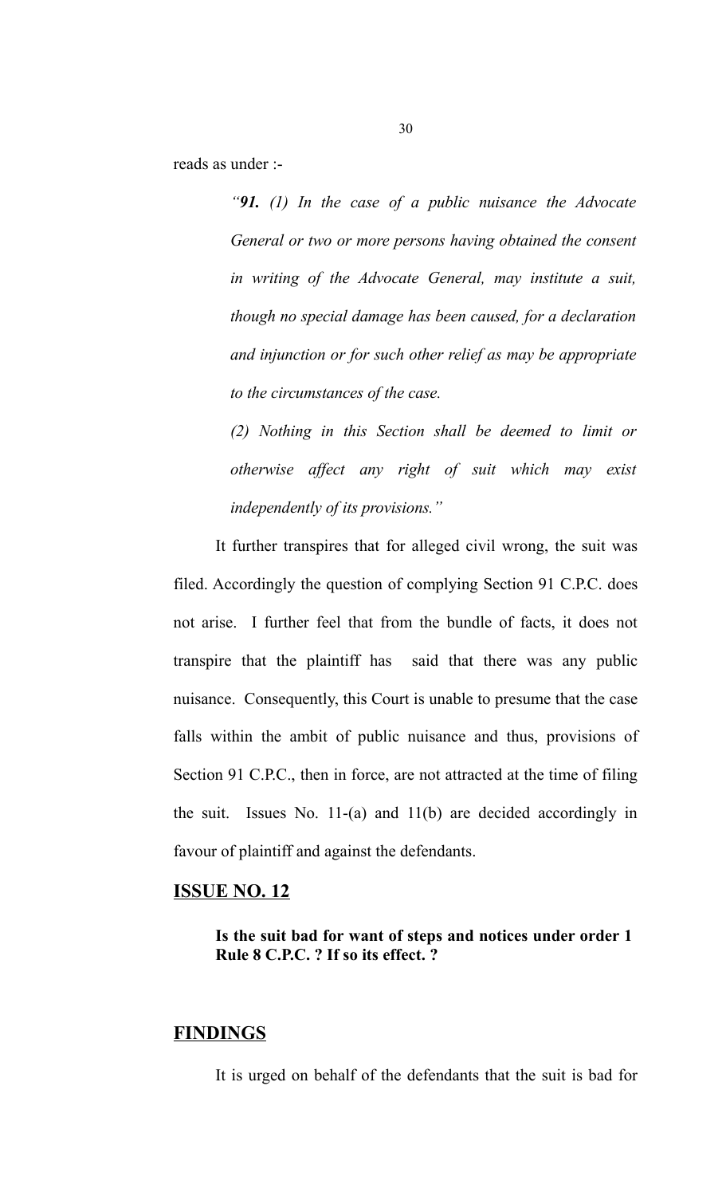reads as under :-

> *“**91.** (1) In the case of a public nuisance the Advocate General or two or more persons having obtained the consent in writing of the Advocate General, may institute a suit, though no special damage has been caused, for a declaration and injunction or for such other relief as may be appropriate to the circumstances of the case.*
>
> *(2) Nothing in this Section shall be deemed to limit or otherwise affect any right of suit which may exist independently of its provisions.”*

It further transpires that for alleged civil wrong, the suit was filed. Accordingly the question of complying Section 91 C.P.C. does not arise. I further feel that from the bundle of facts, it does not transpire that the plaintiff has said that there was any public nuisance. Consequently, this Court is unable to presume that the case falls within the ambit of public nuisance and thus, provisions of Section 91 C.P.C., then in force, are not attracted at the time of filing the suit. Issues No. 11-(a) and 11(b) are decided accordingly in favour of plaintiff and against the defendants.

## ISSUE NO. 12

**Is the suit bad for want of steps and notices under order 1 Rule 8 C.P.C. ? If so its effect. ?**

## FINDINGS

It is urged on behalf of the defendants that the suit is bad for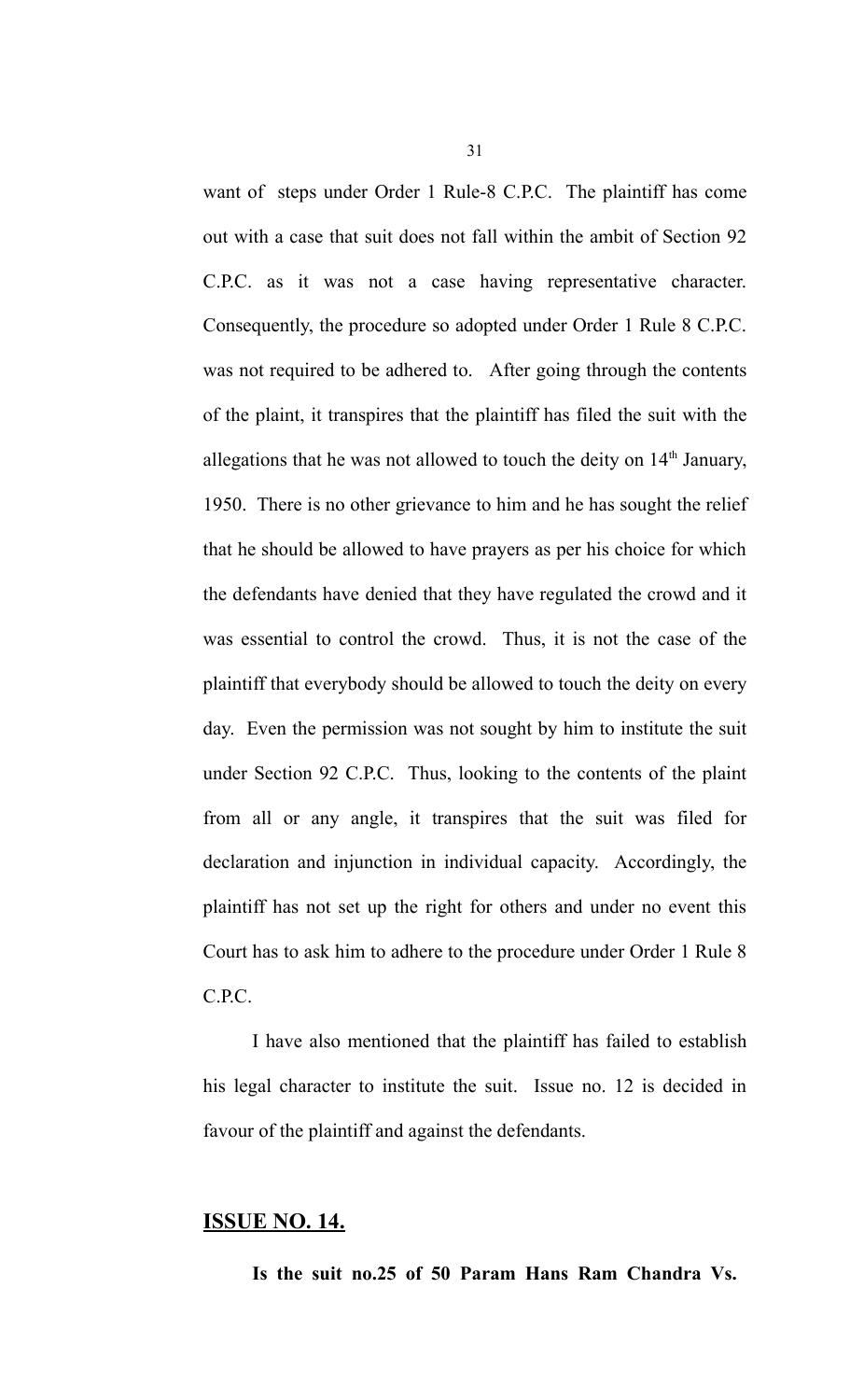want of steps under Order 1 Rule-8 C.P.C. The plaintiff has come out with a case that suit does not fall within the ambit of Section 92 C.P.C. as it was not a case having representative character. Consequently, the procedure so adopted under Order 1 Rule 8 C.P.C. was not required to be adhered to. After going through the contents of the plaint, it transpires that the plaintiff has filed the suit with the allegations that he was not allowed to touch the deity on 14th January, 1950. There is no other grievance to him and he has sought the relief that he should be allowed to have prayers as per his choice for which the defendants have denied that they have regulated the crowd and it was essential to control the crowd. Thus, it is not the case of the plaintiff that everybody should be allowed to touch the deity on every day. Even the permission was not sought by him to institute the suit under Section 92 C.P.C. Thus, looking to the contents of the plaint from all or any angle, it transpires that the suit was filed for declaration and injunction in individual capacity. Accordingly, the plaintiff has not set up the right for others and under no event this Court has to ask him to adhere to the procedure under Order 1 Rule 8 C.P.C.

I have also mentioned that the plaintiff has failed to establish his legal character to institute the suit. Issue no. 12 is decided in favour of the plaintiff and against the defendants.

## ISSUE NO. 14.

**Is the suit no.25 of 50 Param Hans Ram Chandra Vs.**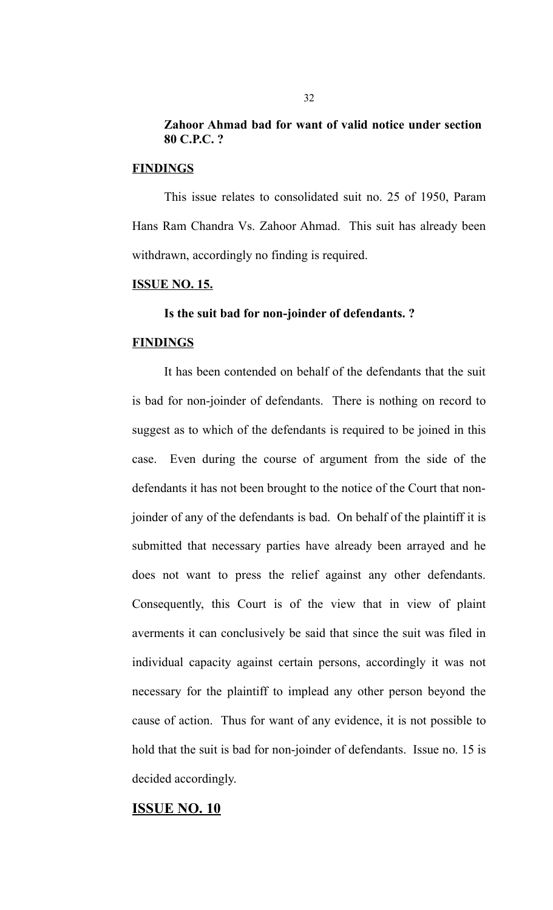**Zahoor Ahmad bad for want of valid notice under section 80 C.P.C. ?**

**FINDINGS**

This issue relates to consolidated suit no. 25 of 1950, Param Hans Ram Chandra Vs. Zahoor Ahmad. This suit has already been withdrawn, accordingly no finding is required.

**ISSUE NO. 15.**

**Is the suit bad for non-joinder of defendants. ?**

**FINDINGS**

It has been contended on behalf of the defendants that the suit is bad for non-joinder of defendants. There is nothing on record to suggest as to which of the defendants is required to be joined in this case. Even during the course of argument from the side of the defendants it has not been brought to the notice of the Court that non-joinder of any of the defendants is bad. On behalf of the plaintiff it is submitted that necessary parties have already been arrayed and he does not want to press the relief against any other defendants. Consequently, this Court is of the view that in view of plaint averments it can conclusively be said that since the suit was filed in individual capacity against certain persons, accordingly it was not necessary for the plaintiff to implead any other person beyond the cause of action. Thus for want of any evidence, it is not possible to hold that the suit is bad for non-joinder of defendants. Issue no. 15 is decided accordingly.

## ISSUE NO. 10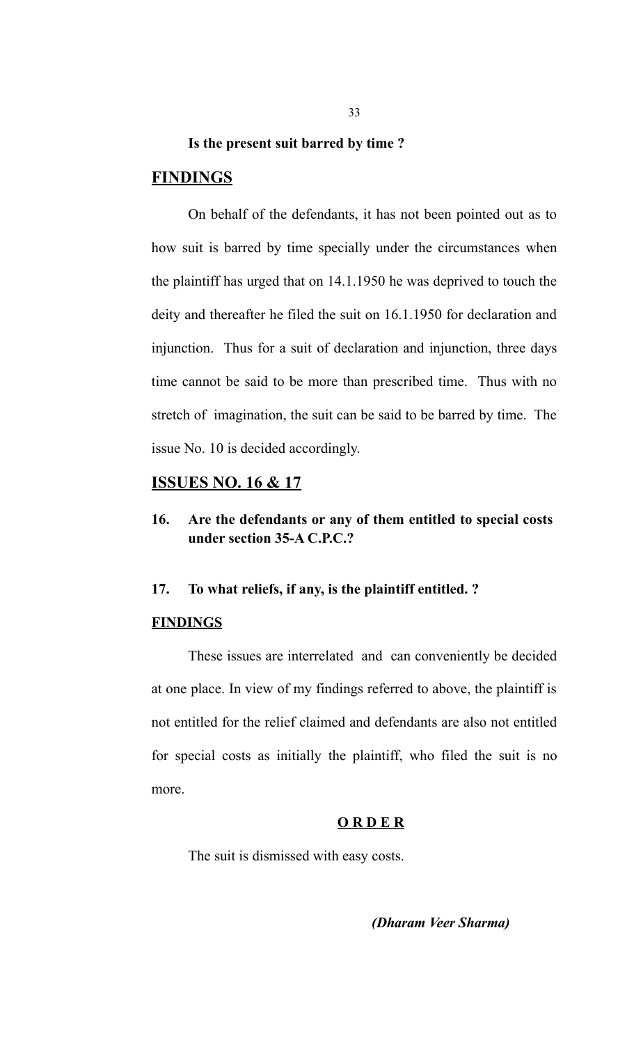**Is the present suit barred by time ?**

## FINDINGS

On behalf of the defendants, it has not been pointed out as to how suit is barred by time specially under the circumstances when the plaintiff has urged that on 14.1.1950 he was deprived to touch the deity and thereafter he filed the suit on 16.1.1950 for declaration and injunction. Thus for a suit of declaration and injunction, three days time cannot be said to be more than prescribed time. Thus with no stretch of imagination, the suit can be said to be barred by time. The issue No. 10 is decided accordingly.

## ISSUES NO. 16 & 17

**16. Are the defendants or any of them entitled to special costs under section 35-A C.P.C.?**

**17. To what reliefs, if any, is the plaintiff entitled. ?**

### FINDINGS

These issues are interrelated and can conveniently be decided at one place. In view of my findings referred to above, the plaintiff is not entitled for the relief claimed and defendants are also not entitled for special costs as initially the plaintiff, who filed the suit is no more.

### O R D E R

The suit is dismissed with easy costs.

***(Dharam Veer Sharma)***